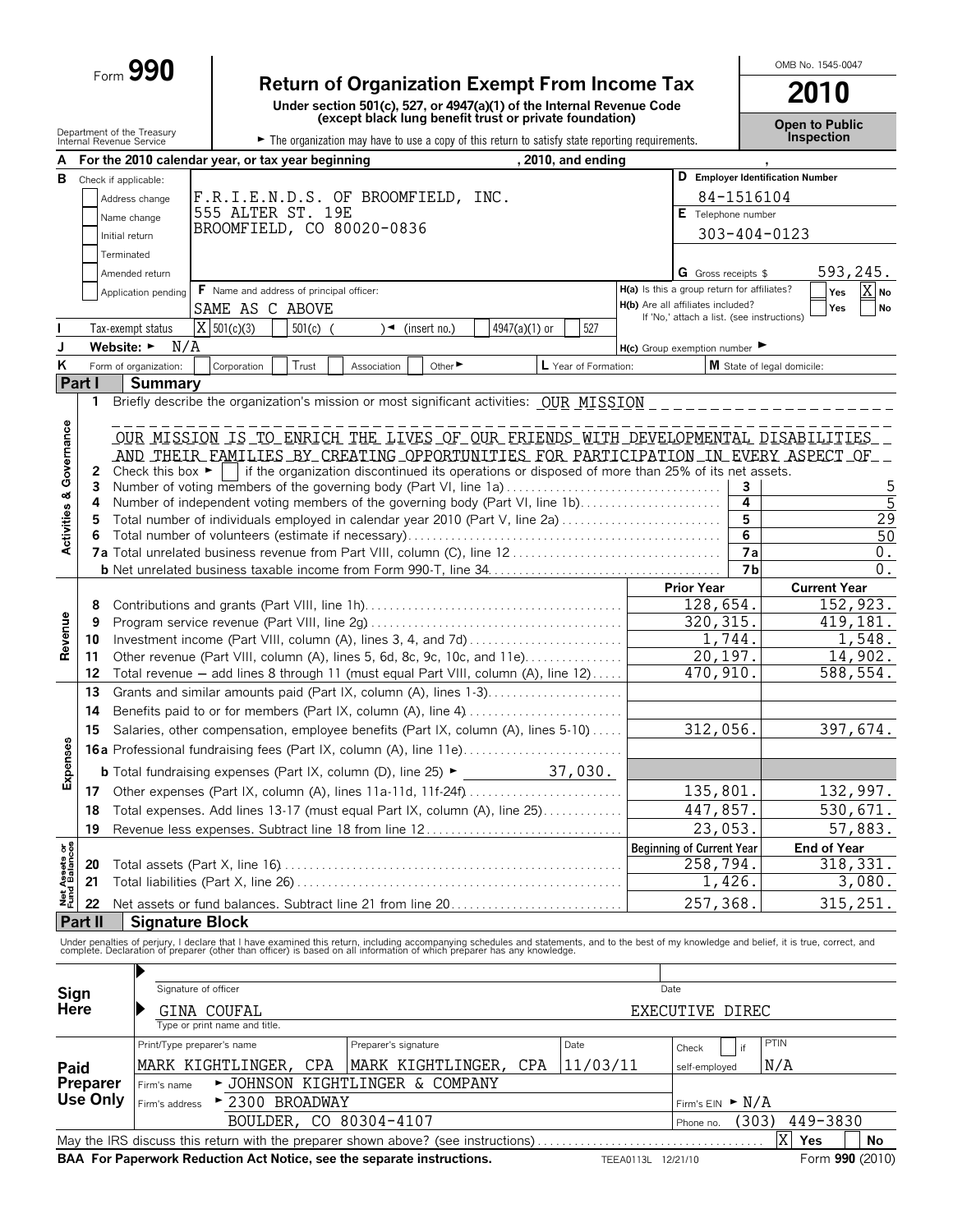Form **990**

# Return of Organization Exempt From Income Tax

**Under section 501(c), 527, or 4947(a)(1) of the Internal Revenue Code (except black lung benefit trust or private foundation)**

Department of the Treasury
Internal Revenue Service

► The organization may have to use a copy of this return to satisfy state reporting requirements.

OMB No. 1545-0047

**2010**

**Open to Public Inspection**

**A** For the 2010 calendar year, or tax year beginning , 2010, and ending ,

**B** Check if applicable:
- [ ] Address change
- [ ] Name change
- [ ] Initial return
- [ ] Terminated
- [ ] Amended return
- [ ] Application pending

**C** F.R.I.E.N.D.S. OF BROOMFIELD, INC.
555 ALTER ST. 19E
BROOMFIELD, CO 80020-0836

**D** Employer Identification Number: 84-1516104

**E** Telephone number: 303-404-0123

**G** Gross receipts $ 593,245.

**F** Name and address of principal officer: SAME AS C ABOVE

**H(a)** Is this a group return for affiliates? [ ] Yes [X] No

**H(b)** Are all affiliates included? [ ] Yes [ ] No
If 'No,' attach a list. (see instructions)

**I** Tax-exempt status: [X] 501(c)(3) [ ] 501(c) ( ) ◄ (insert no.) [ ] 4947(a)(1) or [ ] 527

**J** Website: ► N/A

**H(c)** Group exemption number ►

**K** Form of organization: [ ] Corporation [ ] Trust [ ] Association [ ] Other ►

**L** Year of Formation:

**M** State of legal domicile:

## Part I Summary

**1** Briefly describe the organization's mission or most significant activities: OUR MISSION

OUR MISSION IS TO ENRICH THE LIVES OF OUR FRIENDS WITH DEVELOPMENTAL DISABILITIES AND THEIR FAMILIES BY CREATING OPPORTUNITIES FOR PARTICIPATION IN EVERY ASPECT OF

**Activities & Governance**

| Line | Description | No. | Amount |
|---|---|---|---|
| 2 | Check this box ► [ ] if the organization discontinued its operations or disposed of more than 25% of its net assets. | | |
| 3 | Number of voting members of the governing body (Part VI, line 1a) | 3 | 5 |
| 4 | Number of independent voting members of the governing body (Part VI, line 1b) | 4 | 5 |
| 5 | Total number of individuals employed in calendar year 2010 (Part V, line 2a) | 5 | 29 |
| 6 | Total number of volunteers (estimate if necessary) | 6 | 50 |
| 7a | Total unrelated business revenue from Part VIII, column (C), line 12 | 7a | 0. |
| b | Net unrelated business taxable income from Form 990-T, line 34 | 7b | 0. |

| | Line | Description | Prior Year | Current Year |
|---|---|---|---|---|
| **Revenue** | 8 | Contributions and grants (Part VIII, line 1h) | 128,654. | 152,923. |
| | 9 | Program service revenue (Part VIII, line 2g) | 320,315. | 419,181. |
| | 10 | Investment income (Part VIII, column (A), lines 3, 4, and 7d) | 1,744. | 1,548. |
| | 11 | Other revenue (Part VIII, column (A), lines 5, 6d, 8c, 9c, 10c, and 11e) | 20,197. | 14,902. |
| | 12 | Total revenue — add lines 8 through 11 (must equal Part VIII, column (A), line 12) | 470,910. | 588,554. |
| **Expenses** | 13 | Grants and similar amounts paid (Part IX, column (A), lines 1-3) | | |
| | 14 | Benefits paid to or for members (Part IX, column (A), line 4) | | |
| | 15 | Salaries, other compensation, employee benefits (Part IX, column (A), lines 5-10) | 312,056. | 397,674. |
| | 16a | Professional fundraising fees (Part IX, column (A), line 11e) | | |
| | b | Total fundraising expenses (Part IX, column (D), line 25) ► 37,030. | | |
| | 17 | Other expenses (Part IX, column (A), lines 11a-11d, 11f-24f) | 135,801. | 132,997. |
| | 18 | Total expenses. Add lines 13-17 (must equal Part IX, column (A), line 25) | 447,857. | 530,671. |
| | 19 | Revenue less expenses. Subtract line 18 from line 12 | 23,053. | 57,883. |
| | | | **Beginning of Current Year** | **End of Year** |
| **Net Assets or Fund Balances** | 20 | Total assets (Part X, line 16) | 258,794. | 318,331. |
| | 21 | Total liabilities (Part X, line 26) | 1,426. | 3,080. |
| | 22 | Net assets or fund balances. Subtract line 21 from line 20 | 257,368. | 315,251. |

## Part II Signature Block

Under penalties of perjury, I declare that I have examined this return, including accompanying schedules and statements, and to the best of my knowledge and belief, it is true, correct, and complete. Declaration of preparer (other than officer) is based on all information of which preparer has any knowledge.

**Sign Here**

Signature of officer — Date

GINA COUFAL — EXECUTIVE DIREC
Type or print name and title.

**Paid Preparer Use Only**

| Print/Type preparer's name | Preparer's signature | Date | Check [ ] if self-employed | PTIN |
|---|---|---|---|---|
| MARK KIGHTLINGER, CPA | MARK KIGHTLINGER, CPA | 11/03/11 | | N/A |

Firm's name ► JOHNSON KIGHTLINGER & COMPANY

Firm's address ► 2300 BROADWAY, BOULDER, CO 80304-4107

Firm's EIN ► N/A

Phone no. (303) 449-3830

May the IRS discuss this return with the preparer shown above? (see instructions) [X] Yes [ ] No

**BAA For Paperwork Reduction Act Notice, see the separate instructions.** TEEA0113L 12/21/10 Form **990** (2010)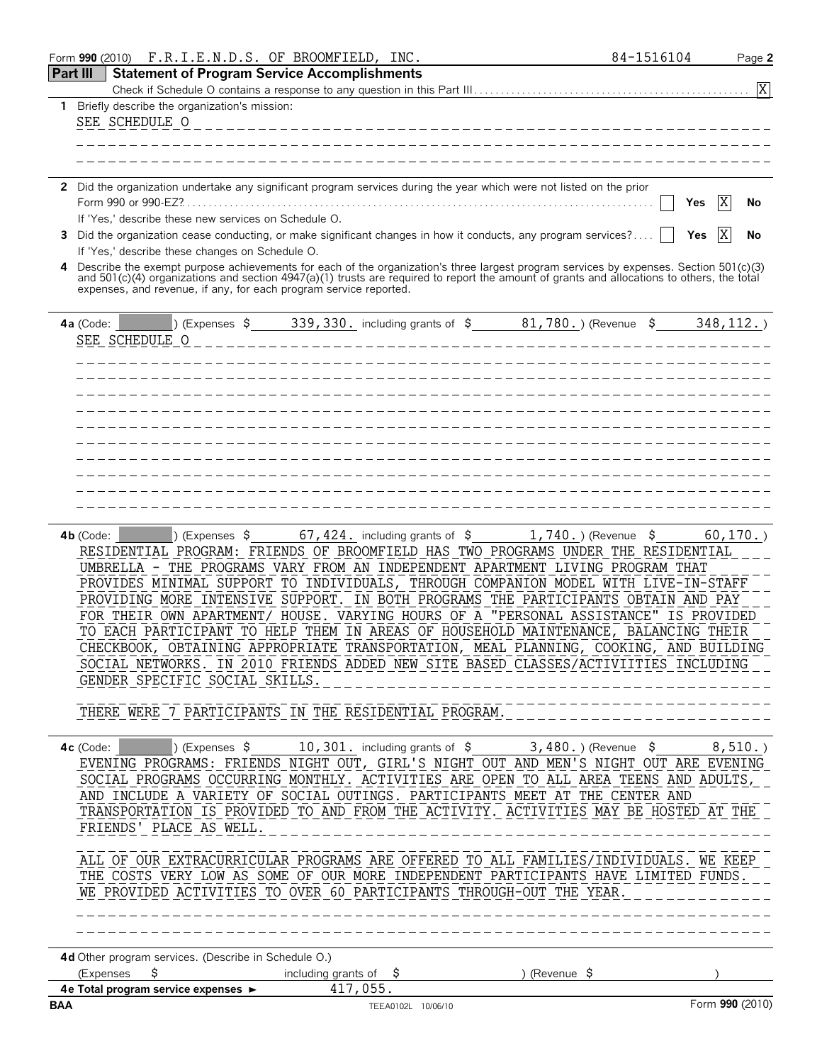Form **990** (2010) F.R.I.E.N.D.S. OF BROOMFIELD, INC. 84-1516104

## Part III Statement of Program Service Accomplishments

Check if Schedule O contains a response to any question in this Part III . . . . . [X]

**1** Briefly describe the organization's mission:

SEE SCHEDULE O

**2** Did the organization undertake any significant program services during the year which were not listed on the prior Form 990 or 990-EZ? . . . . . [ ] Yes [X] No

If 'Yes,' describe these new services on Schedule O.

**3** Did the organization cease conducting, or make significant changes in how it conducts, any program services? . . . . [ ] Yes [X] No

If 'Yes,' describe these changes on Schedule O.

**4** Describe the exempt purpose achievements for each of the organization's three largest program services by expenses. Section 501(c)(3) and 501(c)(4) organizations and section 4947(a)(1) trusts are required to report the amount of grants and allocations to others, the total expenses, and revenue, if any, for each program service reported.

**4a** (Code: ) (Expenses $ 339,330. including grants of $ 81,780.) (Revenue $ 348,112.)

SEE SCHEDULE O

**4b** (Code: ) (Expenses $ 67,424. including grants of $ 1,740.) (Revenue $ 60,170.)

RESIDENTIAL PROGRAM: FRIENDS OF BROOMFIELD HAS TWO PROGRAMS UNDER THE RESIDENTIAL UMBRELLA - THE PROGRAMS VARY FROM AN INDEPENDENT APARTMENT LIVING PROGRAM THAT PROVIDES MINIMAL SUPPORT TO INDIVIDUALS, THROUGH COMPANION MODEL WITH LIVE-IN-STAFF PROVIDING MORE INTENSIVE SUPPORT. IN BOTH PROGRAMS THE PARTICIPANTS OBTAIN AND PAY FOR THEIR OWN APARTMENT/ HOUSE. VARYING HOURS OF A "PERSONAL ASSISTANCE" IS PROVIDED TO EACH PARTICIPANT TO HELP THEM IN AREAS OF HOUSEHOLD MAINTENANCE, BALANCING THEIR CHECKBOOK, OBTAINING APPROPRIATE TRANSPORTATION, MEAL PLANNING, COOKING, AND BUILDING SOCIAL NETWORKS. IN 2010 FRIENDS ADDED NEW SITE BASED CLASSES/ACTIVIITIES INCLUDING GENDER SPECIFIC SOCIAL SKILLS.

THERE WERE 7 PARTICIPANTS IN THE RESIDENTIAL PROGRAM.

**4c** (Code: ) (Expenses $ 10,301. including grants of $ 3,480.) (Revenue $ 8,510.)

EVENING PROGRAMS: FRIENDS NIGHT OUT, GIRL'S NIGHT OUT AND MEN'S NIGHT OUT ARE EVENING SOCIAL PROGRAMS OCCURRING MONTHLY. ACTIVITIES ARE OPEN TO ALL AREA TEENS AND ADULTS, AND INCLUDE A VARIETY OF SOCIAL OUTINGS. PARTICIPANTS MEET AT THE CENTER AND TRANSPORTATION IS PROVIDED TO AND FROM THE ACTIVITY. ACTIVITIES MAY BE HOSTED AT THE FRIENDS' PLACE AS WELL.

ALL OF OUR EXTRACURRICULAR PROGRAMS ARE OFFERED TO ALL FAMILIES/INDIVIDUALS. WE KEEP THE COSTS VERY LOW AS SOME OF OUR MORE INDEPENDENT PARTICIPANTS HAVE LIMITED FUNDS. WE PROVIDED ACTIVITIES TO OVER 60 PARTICIPANTS THROUGH-OUT THE YEAR.

**4d** Other program services. (Describe in Schedule O.)

(Expenses $ including grants of $ ) (Revenue $ )

**4e Total program service expenses** ► 417,055.

BAA TEEA0102L 10/06/10 Form **990** (2010)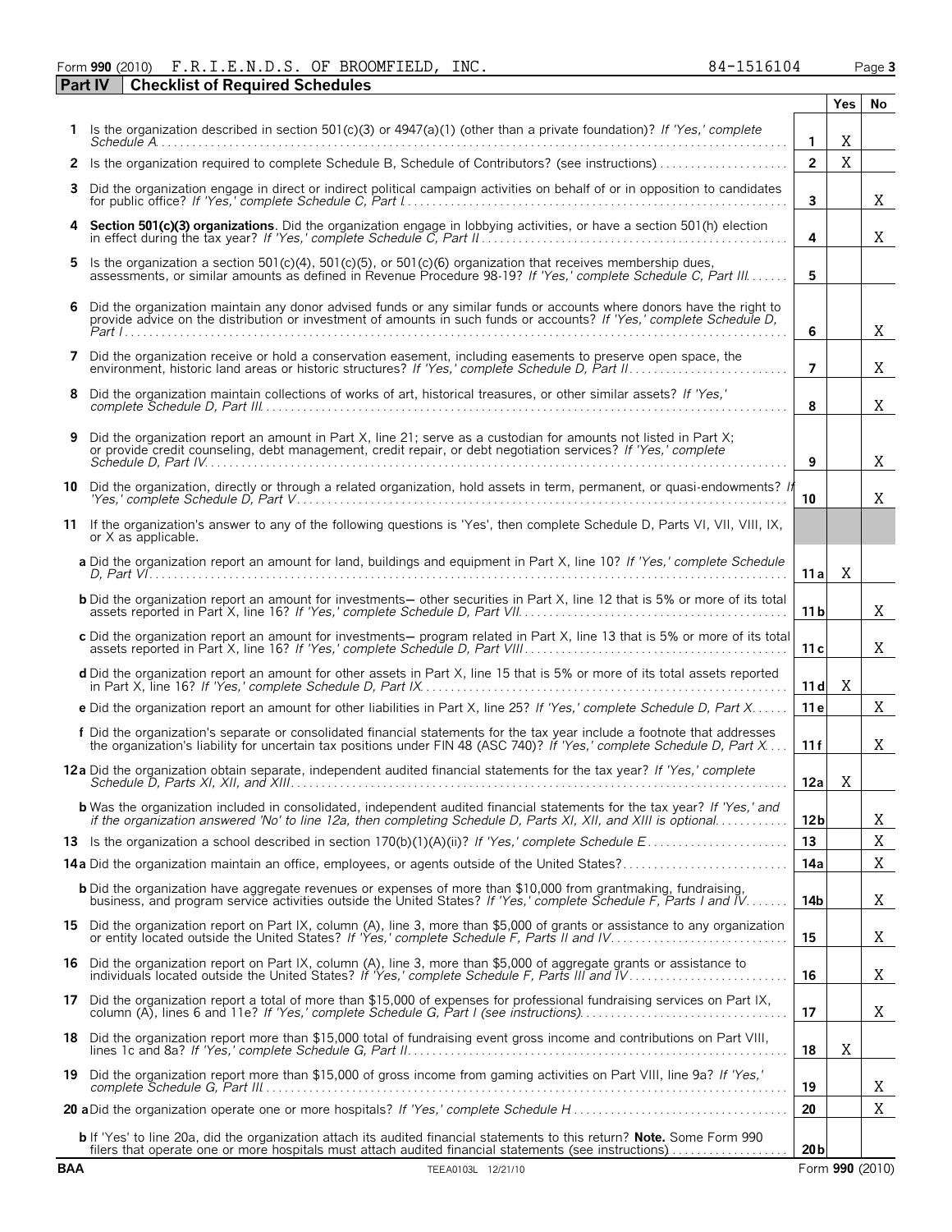Form **990** (2010) F.R.I.E.N.D.S. OF BROOMFIELD, INC. 84-1516104

**Part IV** **Checklist of Required Schedules**

| | | | Yes | No |
|---|---|---|---|---|
| **1** | Is the organization described in section 501(c)(3) or 4947(a)(1) (other than a private foundation)? *If 'Yes,' complete Schedule A* | **1** | X | |
| **2** | Is the organization required to complete Schedule B, Schedule of Contributors? (see instructions) | **2** | X | |
| **3** | Did the organization engage in direct or indirect political campaign activities on behalf of or in opposition to candidates for public office? *If 'Yes,' complete Schedule C, Part I* | **3** | | X |
| **4** | **Section 501(c)(3) organizations**. Did the organization engage in lobbying activities, or have a section 501(h) election in effect during the tax year? *If 'Yes,' complete Schedule C, Part II* | **4** | | X |
| **5** | Is the organization a section 501(c)(4), 501(c)(5), or 501(c)(6) organization that receives membership dues, assessments, or similar amounts as defined in Revenue Procedure 98-19? *If 'Yes,' complete Schedule C, Part III* | **5** | | |
| **6** | Did the organization maintain any donor advised funds or any similar funds or accounts where donors have the right to provide advice on the distribution or investment of amounts in such funds or accounts? *If 'Yes,' complete Schedule D, Part I* | **6** | | X |
| **7** | Did the organization receive or hold a conservation easement, including easements to preserve open space, the environment, historic land areas or historic structures? *If 'Yes,' complete Schedule D, Part II* | **7** | | X |
| **8** | Did the organization maintain collections of works of art, historical treasures, or other similar assets? *If 'Yes,' complete Schedule D, Part III* | **8** | | X |
| **9** | Did the organization report an amount in Part X, line 21; serve as a custodian for amounts not listed in Part X; or provide credit counseling, debt management, credit repair, or debt negotiation services? *If 'Yes,' complete Schedule D, Part IV* | **9** | | X |
| **10** | Did the organization, directly or through a related organization, hold assets in term, permanent, or quasi-endowments? *If 'Yes,' complete Schedule D, Part V* | **10** | | X |
| **11** | If the organization's answer to any of the following questions is 'Yes', then complete Schedule D, Parts VI, VII, VIII, IX, or X as applicable. | | | |
| | **a** Did the organization report an amount for land, buildings and equipment in Part X, line 10? *If 'Yes,' complete Schedule D, Part VI* | **11a** | X | |
| | **b** Did the organization report an amount for investments— other securities in Part X, line 12 that is 5% or more of its total assets reported in Part X, line 16? *If 'Yes,' complete Schedule D, Part VII* | **11b** | | X |
| | **c** Did the organization report an amount for investments— program related in Part X, line 13 that is 5% or more of its total assets reported in Part X, line 16? *If 'Yes,' complete Schedule D, Part VIII* | **11c** | | X |
| | **d** Did the organization report an amount for other assets in Part X, line 15 that is 5% or more of its total assets reported in Part X, line 16? *If 'Yes,' complete Schedule D, Part IX* | **11d** | X | |
| | **e** Did the organization report an amount for other liabilities in Part X, line 25? *If 'Yes,' complete Schedule D, Part X* | **11e** | | X |
| | **f** Did the organization's separate or consolidated financial statements for the tax year include a footnote that addresses the organization's liability for uncertain tax positions under FIN 48 (ASC 740)? *If 'Yes,' complete Schedule D, Part X* | **11f** | | X |
| **12a** | Did the organization obtain separate, independent audited financial statements for the tax year? *If 'Yes,' complete Schedule D, Parts XI, XII, and XIII* | **12a** | X | |
| | **b** Was the organization included in consolidated, independent audited financial statements for the tax year? *If 'Yes,' and if the organization answered 'No' to line 12a, then completing Schedule D, Parts XI, XII, and XIII is optional* | **12b** | | X |
| **13** | Is the organization a school described in section 170(b)(1)(A)(ii)? *If 'Yes,' complete Schedule E* | **13** | | X |
| **14a** | Did the organization maintain an office, employees, or agents outside of the United States? | **14a** | | X |
| | **b** Did the organization have aggregate revenues or expenses of more than $10,000 from grantmaking, fundraising, business, and program service activities outside the United States? *If 'Yes,' complete Schedule F, Parts I and IV* | **14b** | | X |
| **15** | Did the organization report on Part IX, column (A), line 3, more than $5,000 of grants or assistance to any organization or entity located outside the United States? *If 'Yes,' complete Schedule F, Parts II and IV* | **15** | | X |
| **16** | Did the organization report on Part IX, column (A), line 3, more than $5,000 of aggregate grants or assistance to individuals located outside the United States? *If 'Yes,' complete Schedule F, Parts III and IV* | **16** | | X |
| **17** | Did the organization report a total of more than $15,000 of expenses for professional fundraising services on Part IX, column (A), lines 6 and 11e? *If 'Yes,' complete Schedule G, Part I (see instructions)* | **17** | | X |
| **18** | Did the organization report more than $15,000 total of fundraising event gross income and contributions on Part VIII, lines 1c and 8a? *If 'Yes,' complete Schedule G, Part II* | **18** | X | |
| **19** | Did the organization report more than $15,000 of gross income from gaming activities on Part VIII, line 9a? *If 'Yes,' complete Schedule G, Part III* | **19** | | X |
| **20a** | Did the organization operate one or more hospitals? *If 'Yes,' complete Schedule H* | **20** | | X |
| | **b** If 'Yes' to line 20a, did the organization attach its audited financial statements to this return? **Note.** Some Form 990 filers that operate one or more hospitals must attach audited financial statements (see instructions) | **20b** | | |

BAA TEEA0103L 12/21/10 Form **990** (2010)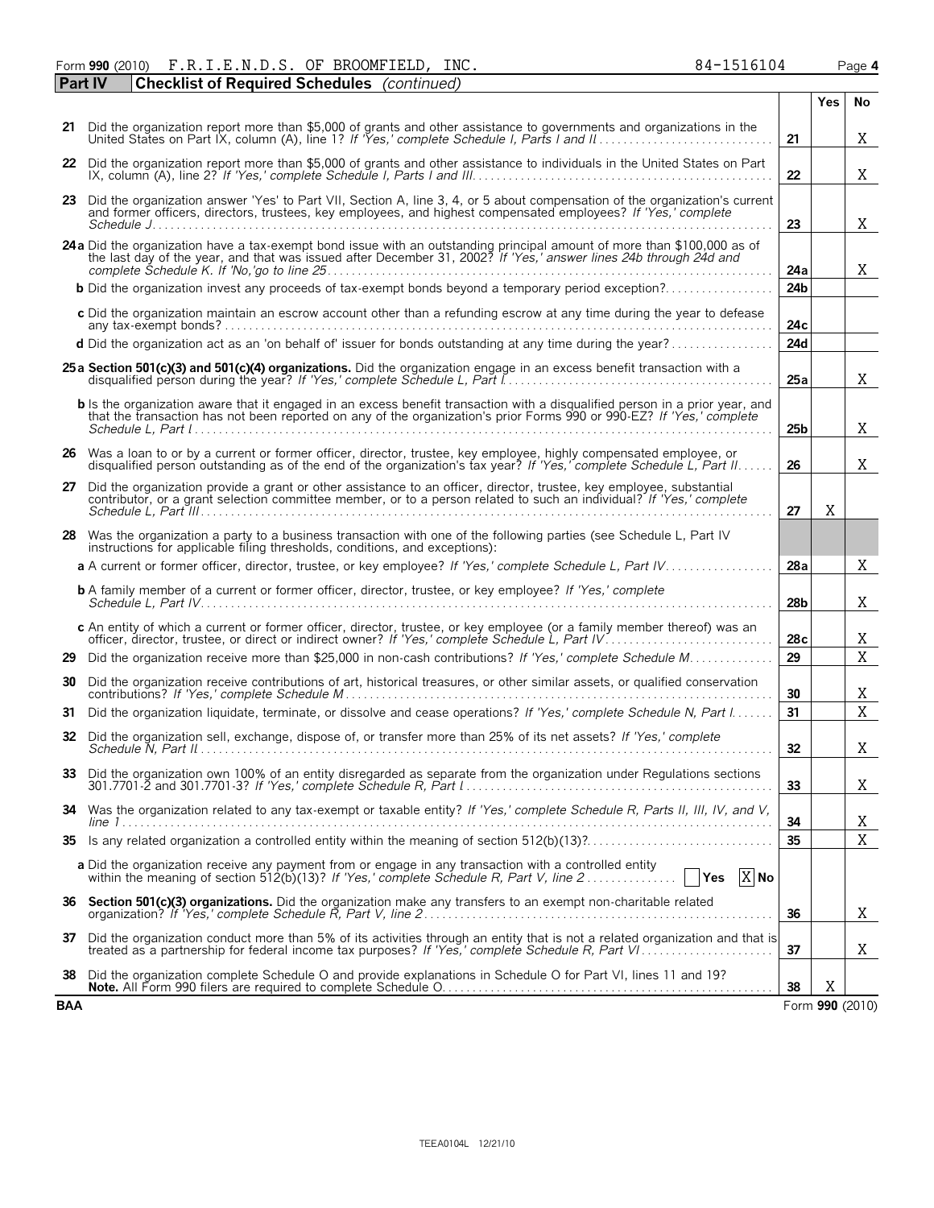Form **990** (2010) F.R.I.E.N.D.S. OF BROOMFIELD, INC. 84-1516104 Page **4**

**Part IV** **Checklist of Required Schedules** *(continued)*

| | | | Yes | No |
|---|---|---|---|---|
| **21** | Did the organization report more than $5,000 of grants and other assistance to governments and organizations in the United States on Part IX, column (A), line 1? *If 'Yes,' complete Schedule I, Parts I and II* | **21** | | X |
| **22** | Did the organization report more than $5,000 of grants and other assistance to individuals in the United States on Part IX, column (A), line 2? *If 'Yes,' complete Schedule I, Parts I and III* | **22** | | X |
| **23** | Did the organization answer 'Yes' to Part VII, Section A, line 3, 4, or 5 about compensation of the organization's current and former officers, directors, trustees, key employees, and highest compensated employees? *If 'Yes,' complete Schedule J* | **23** | | X |
| **24a** | Did the organization have a tax-exempt bond issue with an outstanding principal amount of more than $100,000 as of the last day of the year, and that was issued after December 31, 2002? *If 'Yes,' answer lines 24b through 24d and complete Schedule K. If 'No,'go to line 25* | **24a** | | X |
| **b** | Did the organization invest any proceeds of tax-exempt bonds beyond a temporary period exception? | **24b** | | |
| **c** | Did the organization maintain an escrow account other than a refunding escrow at any time during the year to defease any tax-exempt bonds? | **24c** | | |
| **d** | Did the organization act as an 'on behalf of' issuer for bonds outstanding at any time during the year? | **24d** | | |
| **25a** | **Section 501(c)(3) and 501(c)(4) organizations.** Did the organization engage in an excess benefit transaction with a disqualified person during the year? *If 'Yes,' complete Schedule L, Part I* | **25a** | | X |
| **b** | Is the organization aware that it engaged in an excess benefit transaction with a disqualified person in a prior year, and that the transaction has not been reported on any of the organization's prior Forms 990 or 990-EZ? *If 'Yes,' complete Schedule L, Part I* | **25b** | | X |
| **26** | Was a loan to or by a current or former officer, director, trustee, key employee, highly compensated employee, or disqualified person outstanding as of the end of the organization's tax year? *If 'Yes,' complete Schedule L, Part II* | **26** | | X |
| **27** | Did the organization provide a grant or other assistance to an officer, director, trustee, key employee, substantial contributor, or a grant selection committee member, or to a person related to such an individual? *If 'Yes,' complete Schedule L, Part III* | **27** | X | |
| **28** | Was the organization a party to a business transaction with one of the following parties (see Schedule L, Part IV instructions for applicable filing thresholds, conditions, and exceptions): | | | |
| **a** | A current or former officer, director, trustee, or key employee? *If 'Yes,' complete Schedule L, Part IV* | **28a** | | X |
| **b** | A family member of a current or former officer, director, trustee, or key employee? *If 'Yes,' complete Schedule L, Part IV* | **28b** | | X |
| **c** | An entity of which a current or former officer, director, trustee, or key employee (or a family member thereof) was an officer, director, trustee, or direct or indirect owner? *If 'Yes,' complete Schedule L, Part IV* | **28c** | | X |
| **29** | Did the organization receive more than $25,000 in non-cash contributions? *If 'Yes,' complete Schedule M* | **29** | | X |
| **30** | Did the organization receive contributions of art, historical treasures, or other similar assets, or qualified conservation contributions? *If 'Yes,' complete Schedule M* | **30** | | X |
| **31** | Did the organization liquidate, terminate, or dissolve and cease operations? *If 'Yes,' complete Schedule N, Part I* | **31** | | X |
| **32** | Did the organization sell, exchange, dispose of, or transfer more than 25% of its net assets? *If 'Yes,' complete Schedule N, Part II* | **32** | | X |
| **33** | Did the organization own 100% of an entity disregarded as separate from the organization under Regulations sections 301.7701-2 and 301.7701-3? *If 'Yes,' complete Schedule R, Part I* | **33** | | X |
| **34** | Was the organization related to any tax-exempt or taxable entity? *If 'Yes,' complete Schedule R, Parts II, III, IV, and V, line 1* | **34** | | X |
| **35** | Is any related organization a controlled entity within the meaning of section 512(b)(13)? | **35** | | X |
| **a** | Did the organization receive any payment from or engage in any transaction with a controlled entity within the meaning of section 512(b)(13)? *If 'Yes,' complete Schedule R, Part V, line 2* [ ] Yes [X] No | | | |
| **36** | **Section 501(c)(3) organizations.** Did the organization make any transfers to an exempt non-charitable related organization? *If 'Yes,' complete Schedule R, Part V, line 2* | **36** | | X |
| **37** | Did the organization conduct more than 5% of its activities through an entity that is not a related organization and that is treated as a partnership for federal income tax purposes? *If 'Yes,' complete Schedule R, Part VI* | **37** | | X |
| **38** | Did the organization complete Schedule O and provide explanations in Schedule O for Part VI, lines 11 and 19? **Note.** All Form 990 filers are required to complete Schedule O. | **38** | X | |

**BAA** Form **990** (2010)

TEEA0104L 12/21/10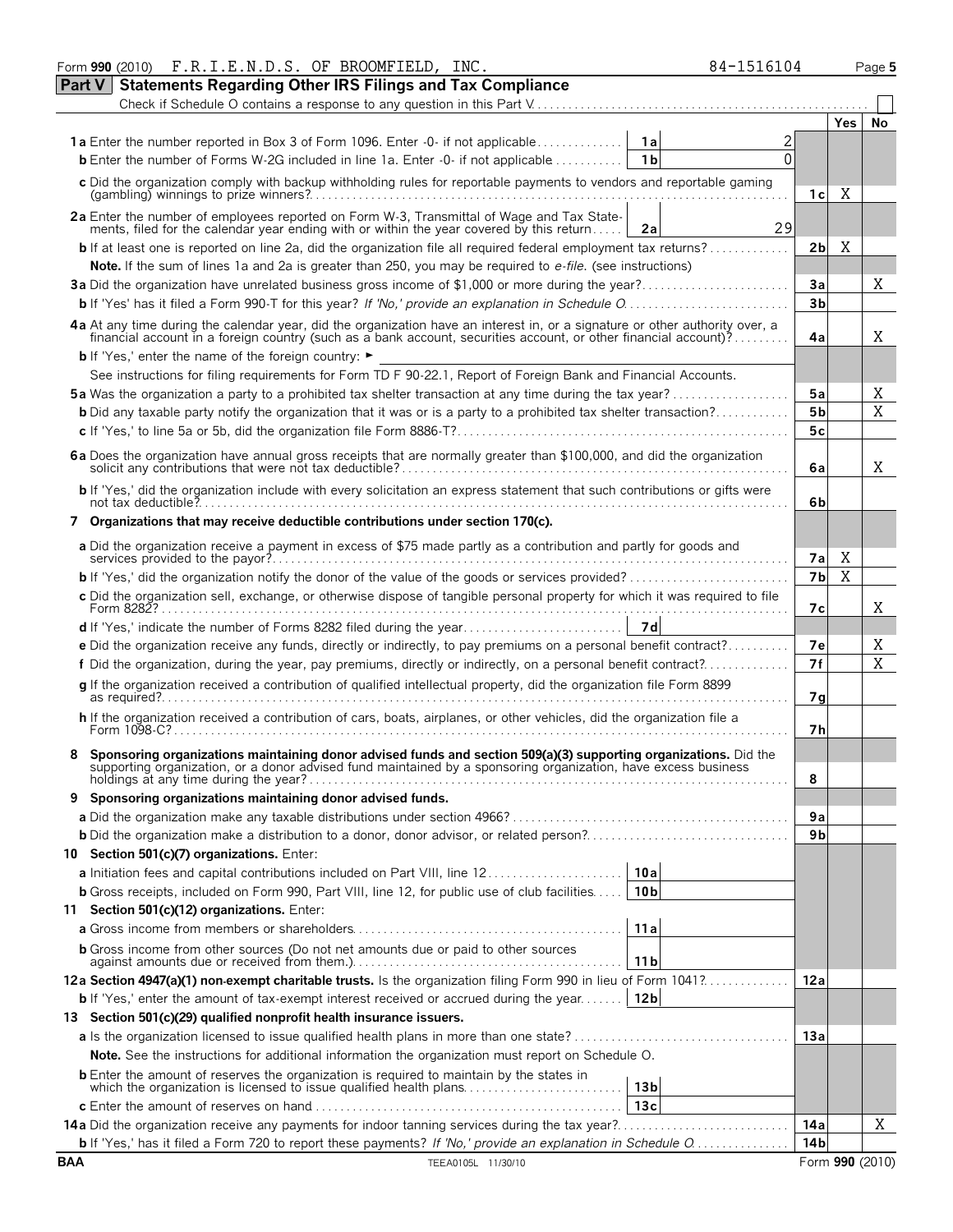Form **990** (2010) F.R.I.E.N.D.S. OF BROOMFIELD, INC. 84-1516104

## Part V Statements Regarding Other IRS Filings and Tax Compliance

Check if Schedule O contains a response to any question in this Part V ☐

| | | | | Yes | No |
|---|---|---|---|---|---|
| **1a** Enter the number reported in Box 3 of Form 1096. Enter -0- if not applicable | 1a | 2 | | | |
| **b** Enter the number of Forms W-2G included in line 1a. Enter -0- if not applicable | 1b | 0 | | | |
| **c** Did the organization comply with backup withholding rules for reportable payments to vendors and reportable gaming (gambling) winnings to prize winners? | | | 1c | X | |
| **2a** Enter the number of employees reported on Form W-3, Transmittal of Wage and Tax Statements, filed for the calendar year ending with or within the year covered by this return | 2a | 29 | | | |
| **b** If at least one is reported on line 2a, did the organization file all required federal employment tax returns? | | | 2b | X | |
| **Note.** If the sum of lines 1a and 2a is greater than 250, you may be required to *e-file*. (see instructions) | | | | | |
| **3a** Did the organization have unrelated business gross income of $1,000 or more during the year? | | | 3a | | X |
| **b** If 'Yes' has it filed a Form 990-T for this year? *If 'No,' provide an explanation in Schedule O* | | | 3b | | |
| **4a** At any time during the calendar year, did the organization have an interest in, or a signature or other authority over, a financial account in a foreign country (such as a bank account, securities account, or other financial account)? | | | 4a | | X |
| **b** If 'Yes,' enter the name of the foreign country: ► | | | | | |
| See instructions for filing requirements for Form TD F 90-22.1, Report of Foreign Bank and Financial Accounts. | | | | | |
| **5a** Was the organization a party to a prohibited tax shelter transaction at any time during the tax year? | | | 5a | | X |
| **b** Did any taxable party notify the organization that it was or is a party to a prohibited tax shelter transaction? | | | 5b | | X |
| **c** If 'Yes,' to line 5a or 5b, did the organization file Form 8886-T? | | | 5c | | |
| **6a** Does the organization have annual gross receipts that are normally greater than $100,000, and did the organization solicit any contributions that were not tax deductible? | | | 6a | | X |
| **b** If 'Yes,' did the organization include with every solicitation an express statement that such contributions or gifts were not tax deductible? | | | 6b | | |
| **7 Organizations that may receive deductible contributions under section 170(c).** | | | | | |
| **a** Did the organization receive a payment in excess of $75 made partly as a contribution and partly for goods and services provided to the payor? | | | 7a | X | |
| **b** If 'Yes,' did the organization notify the donor of the value of the goods or services provided? | | | 7b | X | |
| **c** Did the organization sell, exchange, or otherwise dispose of tangible personal property for which it was required to file Form 8282? | | | 7c | | X |
| **d** If 'Yes,' indicate the number of Forms 8282 filed during the year | 7d | | | | |
| **e** Did the organization receive any funds, directly or indirectly, to pay premiums on a personal benefit contract? | | | 7e | | X |
| **f** Did the organization, during the year, pay premiums, directly or indirectly, on a personal benefit contract? | | | 7f | | X |
| **g** If the organization received a contribution of qualified intellectual property, did the organization file Form 8899 as required? | | | 7g | | |
| **h** If the organization received a contribution of cars, boats, airplanes, or other vehicles, did the organization file a Form 1098-C? | | | 7h | | |
| **8 Sponsoring organizations maintaining donor advised funds and section 509(a)(3) supporting organizations.** Did the supporting organization, or a donor advised fund maintained by a sponsoring organization, have excess business holdings at any time during the year? | | | 8 | | |
| **9 Sponsoring organizations maintaining donor advised funds.** | | | | | |
| **a** Did the organization make any taxable distributions under section 4966? | | | 9a | | |
| **b** Did the organization make a distribution to a donor, donor advisor, or related person? | | | 9b | | |
| **10 Section 501(c)(7) organizations.** Enter: | | | | | |
| **a** Initiation fees and capital contributions included on Part VIII, line 12 | 10a | | | | |
| **b** Gross receipts, included on Form 990, Part VIII, line 12, for public use of club facilities | 10b | | | | |
| **11 Section 501(c)(12) organizations.** Enter: | | | | | |
| **a** Gross income from members or shareholders | 11a | | | | |
| **b** Gross income from other sources (Do not net amounts due or paid to other sources against amounts due or received from them.) | 11b | | | | |
| **12a Section 4947(a)(1) non-exempt charitable trusts.** Is the organization filing Form 990 in lieu of Form 1041? | | | 12a | | |
| **b** If 'Yes,' enter the amount of tax-exempt interest received or accrued during the year | 12b | | | | |
| **13 Section 501(c)(29) qualified nonprofit health insurance issuers.** | | | | | |
| **a** Is the organization licensed to issue qualified health plans in more than one state? | | | 13a | | |
| **Note.** See the instructions for additional information the organization must report on Schedule O. | | | | | |
| **b** Enter the amount of reserves the organization is required to maintain by the states in which the organization is licensed to issue qualified health plans | 13b | | | | |
| **c** Enter the amount of reserves on hand | 13c | | | | |
| **14a** Did the organization receive any payments for indoor tanning services during the tax year? | | | 14a | | X |
| **b** If 'Yes,' has it filed a Form 720 to report these payments? *If 'No,' provide an explanation in Schedule O* | | | 14b | | |

BAA TEEA0105L 11/30/10 Form **990** (2010)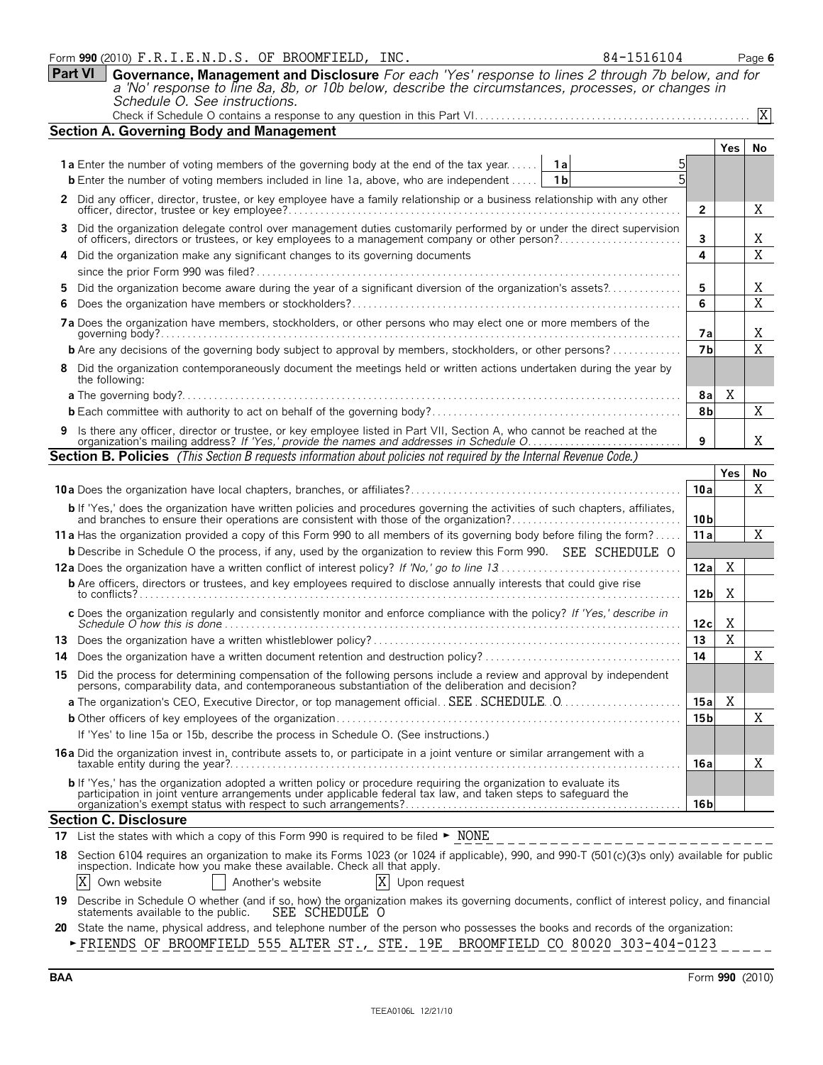Form **990** (2010) F.R.I.E.N.D.S. OF BROOMFIELD, INC. 84-1516104 Page **6**

## Part VI Governance, Management and Disclosure

*For each 'Yes' response to lines 2 through 7b below, and for a 'No' response to line 8a, 8b, or 10b below, describe the circumstances, processes, or changes in Schedule O. See instructions.*

Check if Schedule O contains a response to any question in this Part VI. . . . . . . . . . X

### Section A. Governing Body and Management

| | | | Yes | No |
|---|---|---|---|---|
| **1a** Enter the number of voting members of the governing body at the end of the tax year . . . . . | 1a 5 | | | |
| **b** Enter the number of voting members included in line 1a, above, who are independent . . . . . | 1b 5 | | | |
| **2** Did any officer, director, trustee, or key employee have a family relationship or a business relationship with any other officer, director, trustee or key employee? | | 2 | | X |
| **3** Did the organization delegate control over management duties customarily performed by or under the direct supervision of officers, directors or trustees, or key employees to a management company or other person? | | 3 | | X |
| **4** Did the organization make any significant changes to its governing documents since the prior Form 990 was filed? | | 4 | | X |
| **5** Did the organization become aware during the year of a significant diversion of the organization's assets? | | 5 | | X |
| **6** Does the organization have members or stockholders? | | 6 | | X |
| **7a** Does the organization have members, stockholders, or other persons who may elect one or more members of the governing body? | | 7a | | X |
| **b** Are any decisions of the governing body subject to approval by members, stockholders, or other persons? | | 7b | | X |
| **8** Did the organization contemporaneously document the meetings held or written actions undertaken during the year by the following: | | | | |
| **a** The governing body? | | 8a | X | |
| **b** Each committee with authority to act on behalf of the governing body? | | 8b | | X |
| **9** Is there any officer, director or trustee, or key employee listed in Part VII, Section A, who cannot be reached at the organization's mailing address? *If 'Yes,' provide the names and addresses in Schedule O* | | 9 | | X |

### Section B. Policies *(This Section B requests information about policies not required by the Internal Revenue Code.)*

| | | Yes | No |
|---|---|---|---|
| **10a** Does the organization have local chapters, branches, or affiliates? | 10a | | X |
| **b** If 'Yes,' does the organization have written policies and procedures governing the activities of such chapters, affiliates, and branches to ensure their operations are consistent with those of the organization? | 10b | | |
| **11a** Has the organization provided a copy of this Form 990 to all members of its governing body before filing the form? | 11a | | X |
| **b** Describe in Schedule O the process, if any, used by the organization to review this Form 990. SEE SCHEDULE O | | | |
| **12a** Does the organization have a written conflict of interest policy? *If 'No,' go to line 13* | 12a | X | |
| **b** Are officers, directors or trustees, and key employees required to disclose annually interests that could give rise to conflicts? | 12b | X | |
| **c** Does the organization regularly and consistently monitor and enforce compliance with the policy? *If 'Yes,' describe in Schedule O how this is done* | 12c | X | |
| **13** Does the organization have a written whistleblower policy? | 13 | X | |
| **14** Does the organization have a written document retention and destruction policy? | 14 | | X |
| **15** Did the process for determining compensation of the following persons include a review and approval by independent persons, comparability data, and contemporaneous substantiation of the deliberation and decision? | | | |
| **a** The organization's CEO, Executive Director, or top management official. SEE SCHEDULE O | 15a | X | |
| **b** Other officers of key employees of the organization | 15b | | X |
| If 'Yes' to line 15a or 15b, describe the process in Schedule O. (See instructions.) | | | |
| **16a** Did the organization invest in, contribute assets to, or participate in a joint venture or similar arrangement with a taxable entity during the year? | 16a | | X |
| **b** If 'Yes,' has the organization adopted a written policy or procedure requiring the organization to evaluate its participation in joint venture arrangements under applicable federal tax law, and taken steps to safeguard the organization's exempt status with respect to such arrangements? | 16b | | |

### Section C. Disclosure

**17** List the states with which a copy of this Form 990 is required to be filed ► NONE

**18** Section 6104 requires an organization to make its Forms 1023 (or 1024 if applicable), 990, and 990-T (501(c)(3)s only) available for public inspection. Indicate how you make these available. Check all that apply.

[X] Own website [ ] Another's website [X] Upon request

**19** Describe in Schedule O whether (and if so, how) the organization makes its governing documents, conflict of interest policy, and financial statements available to the public. SEE SCHEDULE O

**20** State the name, physical address, and telephone number of the person who possesses the books and records of the organization:

► FRIENDS OF BROOMFIELD 555 ALTER ST., STE. 19E BROOMFIELD CO 80020 303-404-0123

BAA Form **990** (2010)

TEEA0106L 12/21/10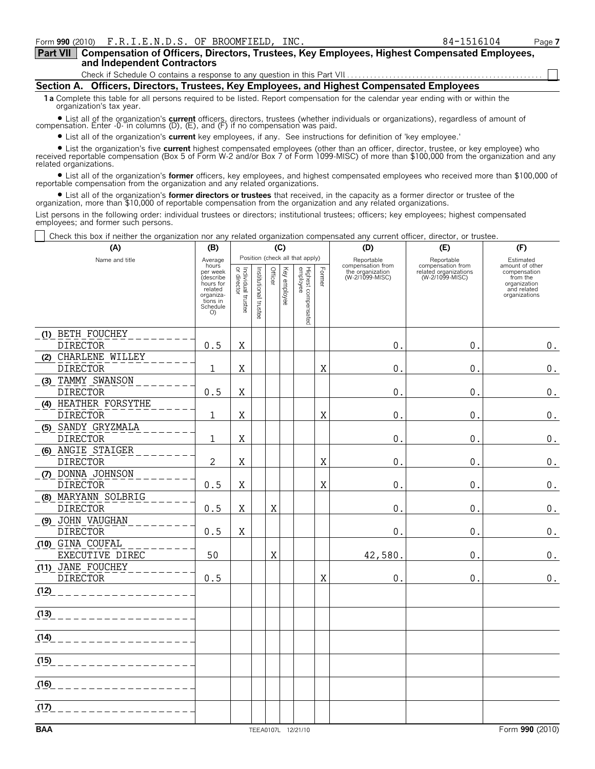Form **990** (2010) F.R.I.E.N.D.S. OF BROOMFIELD, INC. 84-1516104 Page **7**

**Part VII Compensation of Officers, Directors, Trustees, Key Employees, Highest Compensated Employees, and Independent Contractors**

Check if Schedule O contains a response to any question in this Part VII ☐

## Section A. Officers, Directors, Trustees, Key Employees, and Highest Compensated Employees

**1a** Complete this table for all persons required to be listed. Report compensation for the calendar year ending with or within the organization's tax year.

- List all of the organization's **current** officers, directors, trustees (whether individuals or organizations), regardless of amount of compensation. Enter -0- in columns (D), (E), and (F) if no compensation was paid.
- List all of the organization's **current** key employees, if any. See instructions for definition of 'key employee.'
- List the organization's five **current** highest compensated employees (other than an officer, director, trustee, or key employee) who received reportable compensation (Box 5 of Form W-2 and/or Box 7 of Form 1099-MISC) of more than $100,000 from the organization and any related organizations.
- List all of the organization's **former** officers, key employees, and highest compensated employees who received more than $100,000 of reportable compensation from the organization and any related organizations.
- List all of the organization's **former directors or trustees** that received, in the capacity as a former director or trustee of the organization, more than $10,000 of reportable compensation from the organization and any related organizations.

List persons in the following order: individual trustees or directors; institutional trustees; officers; key employees; highest compensated employees; and former such persons.

☐ Check this box if neither the organization nor any related organization compensated any current officer, director, or trustee.

| (A) Name and title | (B) Average hours per week (describe hours for related organizations in Schedule O) | (C) Position (check all that apply): Individual trustee or director | Institutional trustee | Officer | Key employee | Highest compensated employee | Former | (D) Reportable compensation from the organization (W-2/1099-MISC) | (E) Reportable compensation from related organizations (W-2/1099-MISC) | (F) Estimated amount of other compensation from the organization and related organizations |
|---|---|---|---|---|---|---|---|---|---|---|
| (1) BETH FOUCHEY<br>DIRECTOR | 0.5 | X | | | | | | 0. | 0. | 0. |
| (2) CHARLENE WILLEY<br>DIRECTOR | 1 | X | | | | | X | 0. | 0. | 0. |
| (3) TAMMY SWANSON<br>DIRECTOR | 0.5 | X | | | | | | 0. | 0. | 0. |
| (4) HEATHER FORSYTHE<br>DIRECTOR | 1 | X | | | | | X | 0. | 0. | 0. |
| (5) SANDY GRYZMALA<br>DIRECTOR | 1 | X | | | | | | 0. | 0. | 0. |
| (6) ANGIE STAIGER<br>DIRECTOR | 2 | X | | | | | X | 0. | 0. | 0. |
| (7) DONNA JOHNSON<br>DIRECTOR | 0.5 | X | | | | | X | 0. | 0. | 0. |
| (8) MARYANN SOLBRIG<br>DIRECTOR | 0.5 | X | | X | | | | 0. | 0. | 0. |
| (9) JOHN VAUGHAN<br>DIRECTOR | 0.5 | X | | | | | | 0. | 0. | 0. |
| (10) GINA COUFAL<br>EXECUTIVE DIREC | 50 | | | X | | | | 42,580. | 0. | 0. |
| (11) JANE FOUCHEY<br>DIRECTOR | 0.5 | | | | | | X | 0. | 0. | 0. |
| (12) | | | | | | | | | | |
| (13) | | | | | | | | | | |
| (14) | | | | | | | | | | |
| (15) | | | | | | | | | | |
| (16) | | | | | | | | | | |
| (17) | | | | | | | | | | |

BAA TEEA0107L 12/21/10 Form **990** (2010)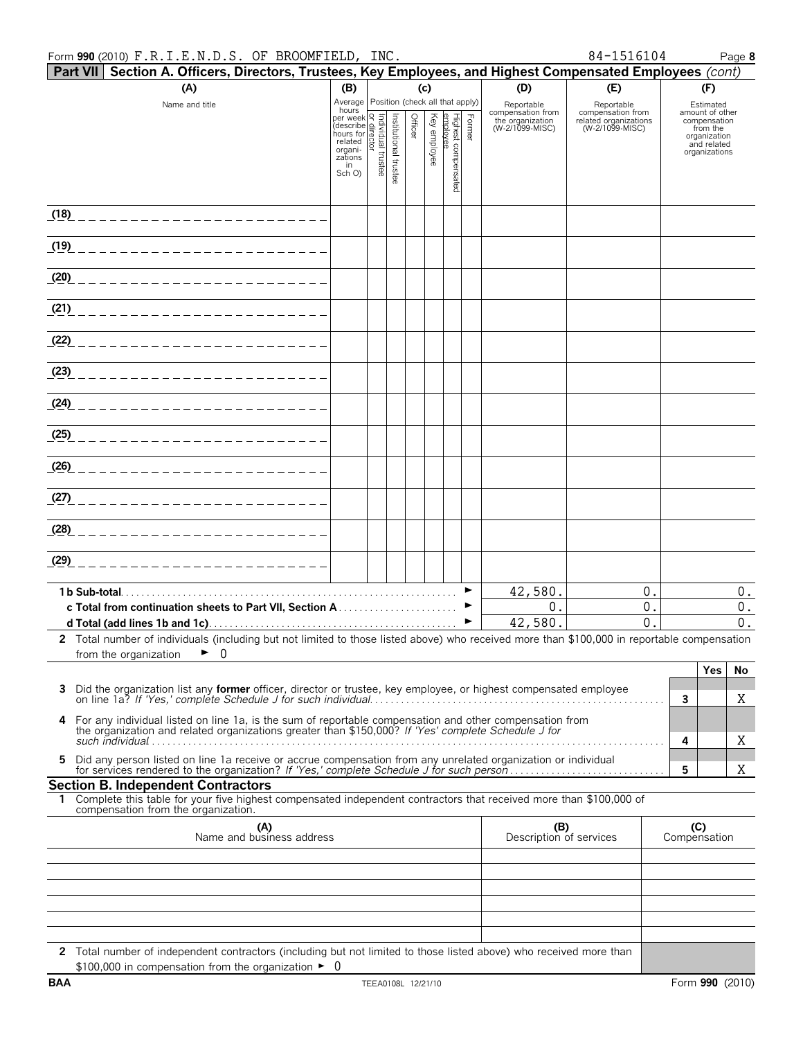Form **990** (2010) F.R.I.E.N.D.S. OF BROOMFIELD, INC. 84-1516104 Page **8**

**Part VII Section A. Officers, Directors, Trustees, Key Employees, and Highest Compensated Employees** *(cont)*

| (A) Name and title | (B) Average hours per week (describe hours for related organizations in Sch O) | (C) Position (check all that apply): Individual trustee or director | Institutional trustee | Officer | Key employee | Highest compensated employee | Former | (D) Reportable compensation from the organization (W-2/1099-MISC) | (E) Reportable compensation from related organizations (W-2/1099-MISC) | (F) Estimated amount of other compensation from the organization and related organizations |
|---|---|---|---|---|---|---|---|---|---|---|
| (18) | | | | | | | | | | |
| (19) | | | | | | | | | | |
| (20) | | | | | | | | | | |
| (21) | | | | | | | | | | |
| (22) | | | | | | | | | | |
| (23) | | | | | | | | | | |
| (24) | | | | | | | | | | |
| (25) | | | | | | | | | | |
| (26) | | | | | | | | | | |
| (27) | | | | | | | | | | |
| (28) | | | | | | | | | | |
| (29) | | | | | | | | | | |
| **1 b Sub-total** | | | | | | | | 42,580. | 0. | 0. |
| **c Total from continuation sheets to Part VII, Section A** | | | | | | | | 0. | 0. | 0. |
| **d Total (add lines 1b and 1c)** | | | | | | | | 42,580. | 0. | 0. |

**2** Total number of individuals (including but not limited to those listed above) who received more than $100,000 in reportable compensation from the organization ► 0

| | | Yes | No |
|---|---|---|---|
| **3** Did the organization list any **former** officer, director or trustee, key employee, or highest compensated employee on line 1a? *If 'Yes,' complete Schedule J for such individual* | 3 | | X |
| **4** For any individual listed on line 1a, is the sum of reportable compensation and other compensation from the organization and related organizations greater than $150,000? *If 'Yes' complete Schedule J for such individual* | 4 | | X |
| **5** Did any person listed on line 1a receive or accrue compensation from any unrelated organization or individual for services rendered to the organization? *If 'Yes,' complete Schedule J for such person* | 5 | | X |

**Section B. Independent Contractors**

**1** Complete this table for your five highest compensated independent contractors that received more than $100,000 of compensation from the organization.

| (A) Name and business address | (B) Description of services | (C) Compensation |
|---|---|---|
| | | |
| | | |
| | | |
| | | |
| | | |

**2** Total number of independent contractors (including but not limited to those listed above) who received more than $100,000 in compensation from the organization ► 0

**BAA** TEEA0108L 12/21/10 Form **990** (2010)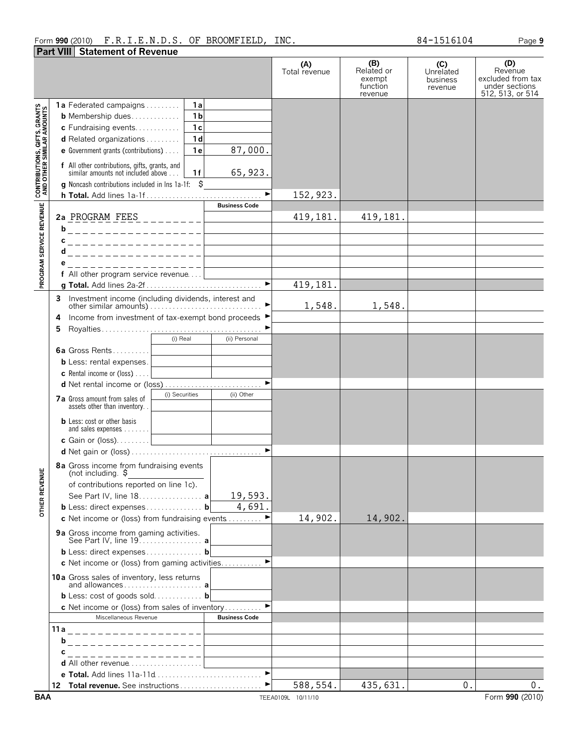Form **990** (2010) F.R.I.E.N.D.S. OF BROOMFIELD, INC. 84-1516104

## Part VIII Statement of Revenue

| | | | (A) Total revenue | (B) Related or exempt function revenue | (C) Unrelated business revenue | (D) Revenue excluded from tax under sections 512, 513, or 514 |
|---|---|---|---|---|---|---|
| **CONTRIBUTIONS, GIFTS, GRANTS AND OTHER SIMILAR AMOUNTS** | **1a** Federated campaigns | 1a | | | | |
| | **b** Membership dues | 1b | | | | |
| | **c** Fundraising events | 1c | | | | |
| | **d** Related organizations | 1d | | | | |
| | **e** Government grants (contributions) | 1e 87,000. | | | | |
| | **f** All other contributions, gifts, grants, and similar amounts not included above | 1f 65,923. | | | | |
| | **g** Noncash contributions included in lns 1a-1f: $ | | | | | |
| | **h Total.** Add lines 1a-1f | ► | 152,923. | | | |
| **PROGRAM SERVICE REVENUE** | | Business Code | | | | |
| | **2a** PROGRAM FEES | | 419,181. | 419,181. | | |
| | **b** | | | | | |
| | **c** | | | | | |
| | **d** | | | | | |
| | **e** | | | | | |
| | **f** All other program service revenue | | | | | |
| | **g Total.** Add lines 2a-2f | ► | 419,181. | | | |
| **OTHER REVENUE** | **3** Investment income (including dividends, interest and other similar amounts) | ► | 1,548. | 1,548. | | |
| | **4** Income from investment of tax-exempt bond proceeds | ► | | | | |
| | **5** Royalties | ► | | | | |
| | | (i) Real / (ii) Personal | | | | |
| | **6a** Gross Rents | | | | | |
| | **b** Less: rental expenses | | | | | |
| | **c** Rental income or (loss) | | | | | |
| | **d** Net rental income or (loss) | ► | | | | |
| | | (i) Securities / (ii) Other | | | | |
| | **7a** Gross amount from sales of assets other than inventory | | | | | |
| | **b** Less: cost or other basis and sales expenses | | | | | |
| | **c** Gain or (loss) | | | | | |
| | **d** Net gain or (loss) | ► | | | | |
| | **8a** Gross income from fundraising events (not including $ of contributions reported on line 1c). See Part IV, line 18 | a 19,593. | | | | |
| | **b** Less: direct expenses | b 4,691. | | | | |
| | **c** Net income or (loss) from fundraising events | ► | 14,902. | 14,902. | | |
| | **9a** Gross income from gaming activities. See Part IV, line 19 | a | | | | |
| | **b** Less: direct expenses | b | | | | |
| | **c** Net income or (loss) from gaming activities | ► | | | | |
| | **10a** Gross sales of inventory, less returns and allowances | a | | | | |
| | **b** Less: cost of goods sold | b | | | | |
| | **c** Net income or (loss) from sales of inventory | ► | | | | |
| | Miscellaneous Revenue | Business Code | | | | |
| | **11a** | | | | | |
| | **b** | | | | | |
| | **c** | | | | | |
| | **d** All other revenue | | | | | |
| | **e Total.** Add lines 11a-11d | ► | | | | |
| | **12 Total revenue.** See instructions | ► | 588,554. | 435,631. | 0. | 0. |

BAA TEEA0109L 10/11/10 Form **990** (2010)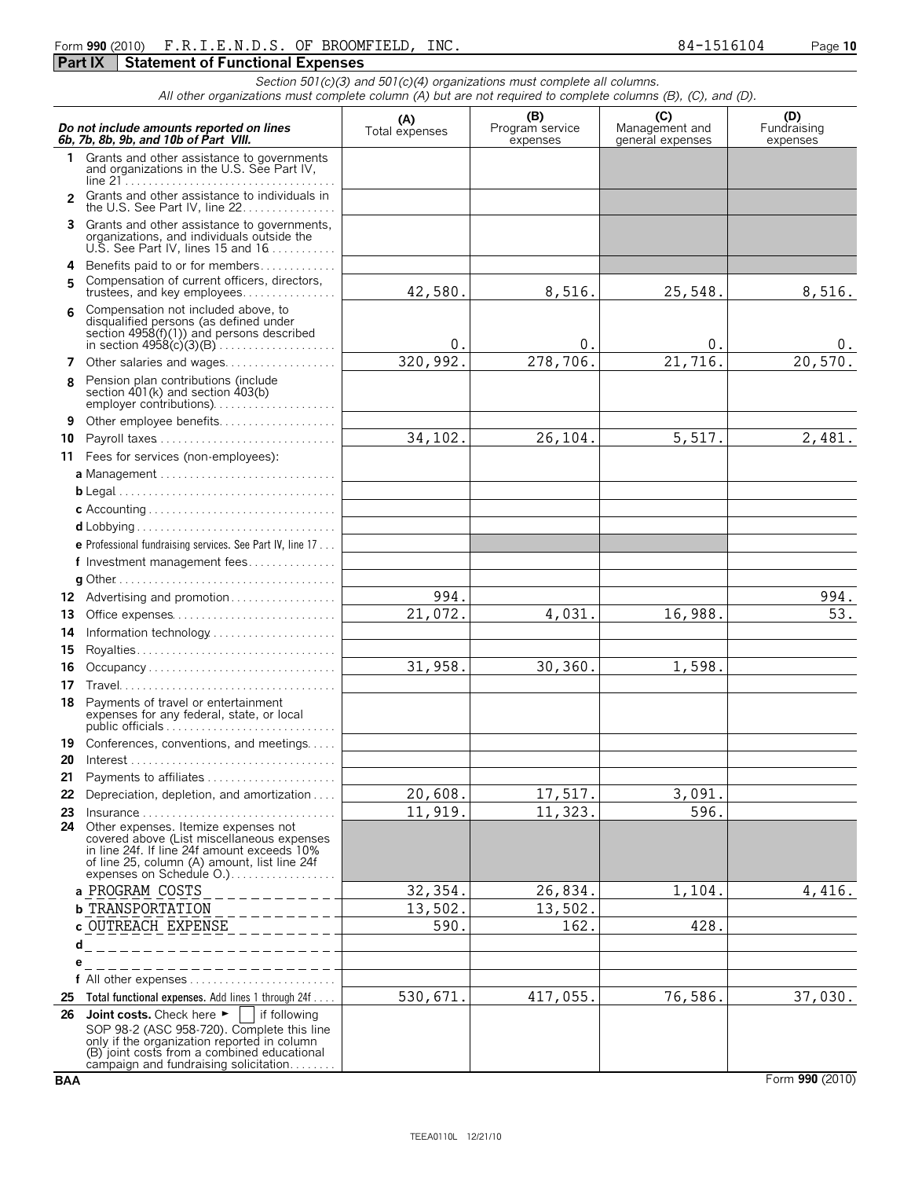Form **990** (2010) F.R.I.E.N.D.S. OF BROOMFIELD, INC. 84-1516104

## Part IX Statement of Functional Expenses

*Section 501(c)(3) and 501(c)(4) organizations must complete all columns.*
*All other organizations must complete column (A) but are not required to complete columns (B), (C), and (D).*

| *Do not include amounts reported on lines 6b, 7b, 8b, 9b, and 10b of Part VIII.* | (A) Total expenses | (B) Program service expenses | (C) Management and general expenses | (D) Fundraising expenses |
|---|---|---|---|---|
| 1 Grants and other assistance to governments and organizations in the U.S. See Part IV, line 21 | | | | |
| 2 Grants and other assistance to individuals in the U.S. See Part IV, line 22 | | | | |
| 3 Grants and other assistance to governments, organizations, and individuals outside the U.S. See Part IV, lines 15 and 16 | | | | |
| 4 Benefits paid to or for members | | | | |
| 5 Compensation of current officers, directors, trustees, and key employees | 42,580. | 8,516. | 25,548. | 8,516. |
| 6 Compensation not included above, to disqualified persons (as defined under section 4958(f)(1)) and persons described in section 4958(c)(3)(B) | 0. | 0. | 0. | 0. |
| 7 Other salaries and wages | 320,992. | 278,706. | 21,716. | 20,570. |
| 8 Pension plan contributions (include section 401(k) and section 403(b) employer contributions) | | | | |
| 9 Other employee benefits | | | | |
| 10 Payroll taxes | 34,102. | 26,104. | 5,517. | 2,481. |
| 11 Fees for services (non-employees): | | | | |
| a Management | | | | |
| b Legal | | | | |
| c Accounting | | | | |
| d Lobbying | | | | |
| e Professional fundraising services. See Part IV, line 17 | | | | |
| f Investment management fees | | | | |
| g Other | | | | |
| 12 Advertising and promotion | 994. | | | 994. |
| 13 Office expenses | 21,072. | 4,031. | 16,988. | 53. |
| 14 Information technology | | | | |
| 15 Royalties | | | | |
| 16 Occupancy | 31,958. | 30,360. | 1,598. | |
| 17 Travel | | | | |
| 18 Payments of travel or entertainment expenses for any federal, state, or local public officials | | | | |
| 19 Conferences, conventions, and meetings | | | | |
| 20 Interest | | | | |
| 21 Payments to affiliates | | | | |
| 22 Depreciation, depletion, and amortization | 20,608. | 17,517. | 3,091. | |
| 23 Insurance | 11,919. | 11,323. | 596. | |
| 24 Other expenses. Itemize expenses not covered above (List miscellaneous expenses in line 24f. If line 24f amount exceeds 10% of line 25, column (A) amount, list line 24f expenses on Schedule O.) | | | | |
| a PROGRAM COSTS | 32,354. | 26,834. | 1,104. | 4,416. |
| b TRANSPORTATION | 13,502. | 13,502. | | |
| c OUTREACH EXPENSE | 590. | 162. | 428. | |
| d | | | | |
| e | | | | |
| f All other expenses | | | | |
| 25 **Total functional expenses.** Add lines 1 through 24f | 530,671. | 417,055. | 76,586. | 37,030. |
| 26 **Joint costs.** Check here ► ☐ if following SOP 98-2 (ASC 958-720). Complete this line only if the organization reported in column (B) joint costs from a combined educational campaign and fundraising solicitation | | | | |

BAA Form **990** (2010)

TEEA0110L 12/21/10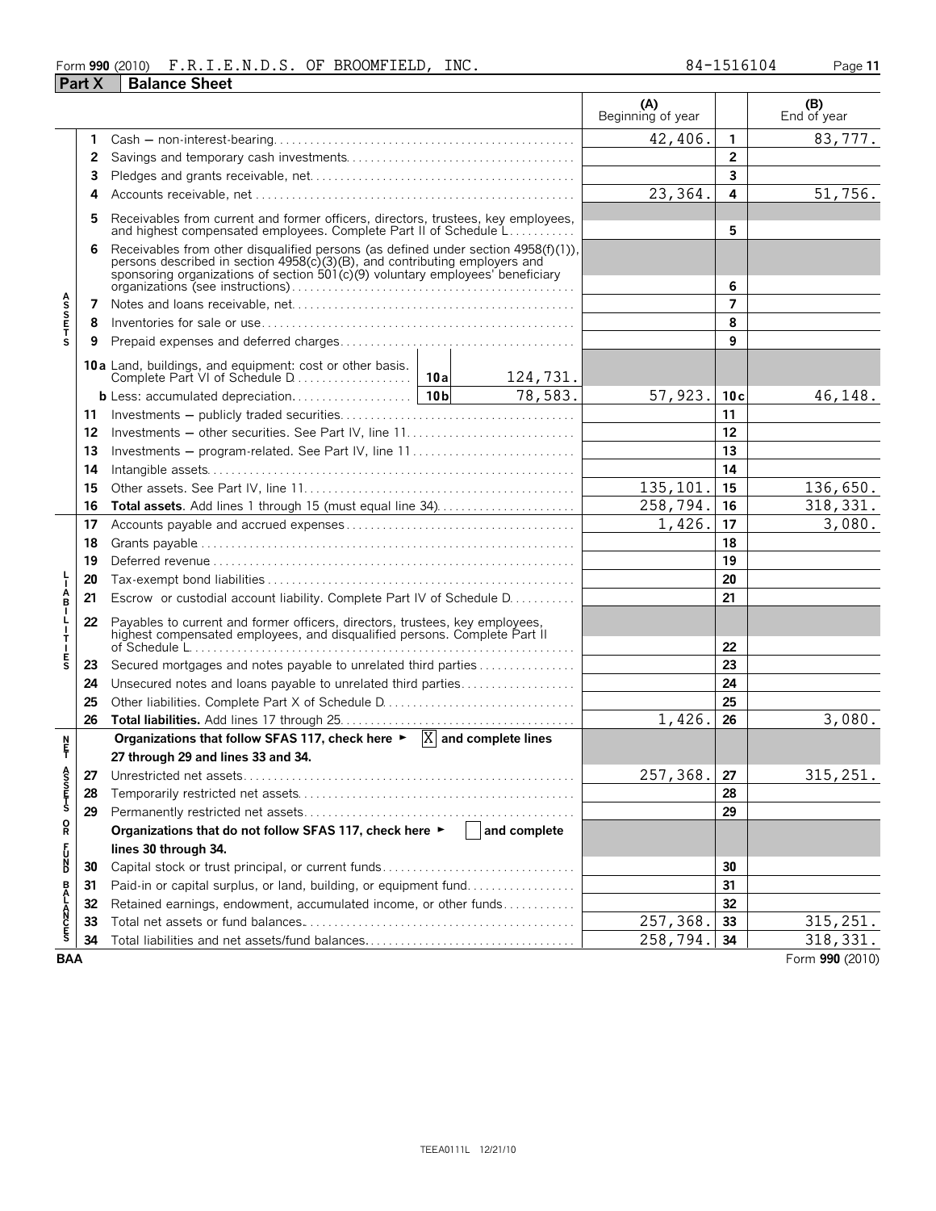Form **990** (2010) F.R.I.E.N.D.S. OF BROOMFIELD, INC. 84-1516104 Page **11**

## Part X Balance Sheet

| | | | (A) Beginning of year | | (B) End of year |
|---|---|---|---|---|---|
| **ASSETS** | 1 | Cash — non-interest-bearing | 42,406. | 1 | 83,777. |
| | 2 | Savings and temporary cash investments | | 2 | |
| | 3 | Pledges and grants receivable, net | | 3 | |
| | 4 | Accounts receivable, net | 23,364. | 4 | 51,756. |
| | 5 | Receivables from current and former officers, directors, trustees, key employees, and highest compensated employees. Complete Part II of Schedule L | | 5 | |
| | 6 | Receivables from other disqualified persons (as defined under section 4958(f)(1)), persons described in section 4958(c)(3)(B), and contributing employers and sponsoring organizations of section 501(c)(9) voluntary employees' beneficiary organizations (see instructions) | | 6 | |
| | 7 | Notes and loans receivable, net | | 7 | |
| | 8 | Inventories for sale or use | | 8 | |
| | 9 | Prepaid expenses and deferred charges | | 9 | |
| | 10a | Land, buildings, and equipment: cost or other basis. Complete Part VI of Schedule D ... 10a 124,731. | | | |
| | b | Less: accumulated depreciation ... 10b 78,583. | 57,923. | 10c | 46,148. |
| | 11 | Investments — publicly traded securities | | 11 | |
| | 12 | Investments — other securities. See Part IV, line 11 | | 12 | |
| | 13 | Investments — program-related. See Part IV, line 11 | | 13 | |
| | 14 | Intangible assets | | 14 | |
| | 15 | Other assets. See Part IV, line 11 | 135,101. | 15 | 136,650. |
| | 16 | **Total assets.** Add lines 1 through 15 (must equal line 34) | 258,794. | 16 | 318,331. |
| **LIABILITIES** | 17 | Accounts payable and accrued expenses | 1,426. | 17 | 3,080. |
| | 18 | Grants payable | | 18 | |
| | 19 | Deferred revenue | | 19 | |
| | 20 | Tax-exempt bond liabilities | | 20 | |
| | 21 | Escrow or custodial account liability. Complete Part IV of Schedule D | | 21 | |
| | 22 | Payables to current and former officers, directors, trustees, key employees, highest compensated employees, and disqualified persons. Complete Part II of Schedule L | | 22 | |
| | 23 | Secured mortgages and notes payable to unrelated third parties | | 23 | |
| | 24 | Unsecured notes and loans payable to unrelated third parties | | 24 | |
| | 25 | Other liabilities. Complete Part X of Schedule D | | 25 | |
| | 26 | **Total liabilities.** Add lines 17 through 25 | 1,426. | 26 | 3,080. |
| **NET ASSETS OR FUND BALANCES** | | **Organizations that follow SFAS 117, check here ► [X] and complete lines 27 through 29 and lines 33 and 34.** | | | |
| | 27 | Unrestricted net assets | 257,368. | 27 | 315,251. |
| | 28 | Temporarily restricted net assets | | 28 | |
| | 29 | Permanently restricted net assets | | 29 | |
| | | **Organizations that do not follow SFAS 117, check here ► [ ] and complete lines 30 through 34.** | | | |
| | 30 | Capital stock or trust principal, or current funds | | 30 | |
| | 31 | Paid-in or capital surplus, or land, building, or equipment fund | | 31 | |
| | 32 | Retained earnings, endowment, accumulated income, or other funds | | 32 | |
| | 33 | Total net assets or fund balances | 257,368. | 33 | 315,251. |
| | 34 | Total liabilities and net assets/fund balances | 258,794. | 34 | 318,331. |

BAA Form **990** (2010)

TEEA0111L 12/21/10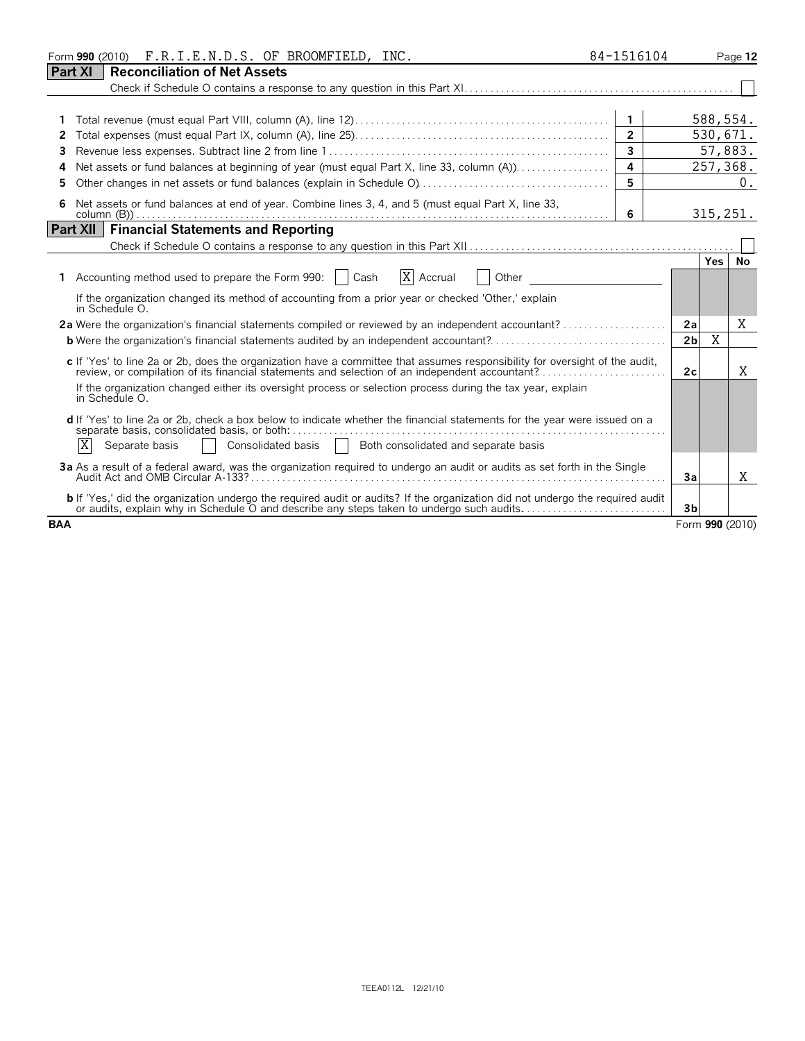Form **990** (2010) F.R.I.E.N.D.S. OF BROOMFIELD, INC. 84-1516104

## Part XI Reconciliation of Net Assets

Check if Schedule O contains a response to any question in this Part XI. . . . . . . . . . . . . . ☐

| | | Line | Amount |
|---|---|---|---|
| 1 | Total revenue (must equal Part VIII, column (A), line 12) | 1 | 588,554. |
| 2 | Total expenses (must equal Part IX, column (A), line 25) | 2 | 530,671. |
| 3 | Revenue less expenses. Subtract line 2 from line 1 | 3 | 57,883. |
| 4 | Net assets or fund balances at beginning of year (must equal Part X, line 33, column (A)) | 4 | 257,368. |
| 5 | Other changes in net assets or fund balances (explain in Schedule O) | 5 | 0. |
| 6 | Net assets or fund balances at end of year. Combine lines 3, 4, and 5 (must equal Part X, line 33, column (B)) | 6 | 315,251. |

## Part XII Financial Statements and Reporting

Check if Schedule O contains a response to any question in this Part XII. . . . . . . . . . . . . . ☐

| | | Line | Yes | No |
|---|---|---|---|---|
| **1** | Accounting method used to prepare the Form 990: ☐ Cash ☒ Accrual ☐ Other | | | |
| | If the organization changed its method of accounting from a prior year or checked 'Other,' explain in Schedule O. | | | |
| **2a** | Were the organization's financial statements compiled or reviewed by an independent accountant? | 2a | | X |
| **b** | Were the organization's financial statements audited by an independent accountant? | 2b | X | |
| **c** | If 'Yes' to line 2a or 2b, does the organization have a committee that assumes responsibility for oversight of the audit, review, or compilation of its financial statements and selection of an independent accountant? | 2c | | X |
| | If the organization changed either its oversight process or selection process during the tax year, explain in Schedule O. | | | |
| **d** | If 'Yes' to line 2a or 2b, check a box below to indicate whether the financial statements for the year were issued on a separate basis, consolidated basis, or both: ☒ Separate basis ☐ Consolidated basis ☐ Both consolidated and separate basis | | | |
| **3a** | As a result of a federal award, was the organization required to undergo an audit or audits as set forth in the Single Audit Act and OMB Circular A-133? | 3a | | X |
| **b** | If 'Yes,' did the organization undergo the required audit or audits? If the organization did not undergo the required audit or audits, explain why in Schedule O and describe any steps taken to undergo such audits. | 3b | | |

**BAA** Form **990** (2010)

TEEA0112L 12/21/10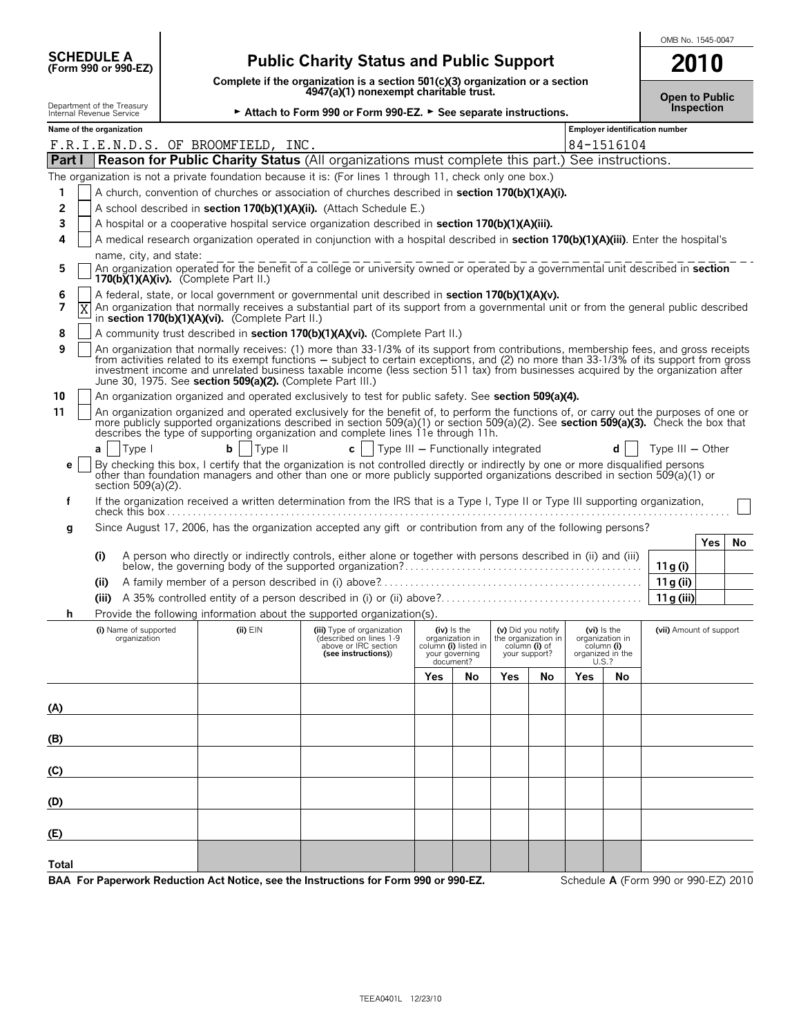**SCHEDULE A**
**(Form 990 or 990-EZ)**

Department of the Treasury
Internal Revenue Service

# Public Charity Status and Public Support

**Complete if the organization is a section 501(c)(3) organization or a section 4947(a)(1) nonexempt charitable trust.**

► **Attach to Form 990 or Form 990-EZ.** ► **See separate instructions.**

OMB No. 1545-0047

**2010**

**Open to Public Inspection**

| Name of the organization | Employer identification number |
|---|---|
| F.R.I.E.N.D.S. OF BROOMFIELD, INC. | 84-1516104 |

## Part I — Reason for Public Charity Status (All organizations must complete this part.) See instructions.

The organization is not a private foundation because it is: (For lines 1 through 11, check only one box.)

1. [ ] A church, convention of churches or association of churches described in **section 170(b)(1)(A)(i).**
2. [ ] A school described in **section 170(b)(1)(A)(ii).** (Attach Schedule E.)
3. [ ] A hospital or a cooperative hospital service organization described in **section 170(b)(1)(A)(iii).**
4. [ ] A medical research organization operated in conjunction with a hospital described in **section 170(b)(1)(A)(iii)**. Enter the hospital's name, city, and state:
5. [ ] An organization operated for the benefit of a college or university owned or operated by a governmental unit described in **section 170(b)(1)(A)(iv).** (Complete Part II.)
6. [ ] A federal, state, or local government or governmental unit described in **section 170(b)(1)(A)(v).**
7. [X] An organization that normally receives a substantial part of its support from a governmental unit or from the general public described in **section 170(b)(1)(A)(vi).** (Complete Part II.)
8. [ ] A community trust described in **section 170(b)(1)(A)(vi).** (Complete Part II.)
9. [ ] An organization that normally receives: (1) more than 33-1/3% of its support from contributions, membership fees, and gross receipts from activities related to its exempt functions — subject to certain exceptions, and (2) no more than 33-1/3% of its support from gross investment income and unrelated business taxable income (less section 511 tax) from businesses acquired by the organization after June 30, 1975. See **section 509(a)(2).** (Complete Part III.)
10. [ ] An organization organized and operated exclusively to test for public safety. See **section 509(a)(4).**
11. [ ] An organization organized and operated exclusively for the benefit of, to perform the functions of, or carry out the purposes of one or more publicly supported organizations described in section 509(a)(1) or section 509(a)(2). See **section 509(a)(3).** Check the box that describes the type of supporting organization and complete lines 11e through 11h.

   **a** [ ] Type I  **b** [ ] Type II  **c** [ ] Type III — Functionally integrated  **d** [ ] Type III — Other

   **e** [ ] By checking this box, I certify that the organization is not controlled directly or indirectly by one or more disqualified persons other than foundation managers and other than one or more publicly supported organizations described in section 509(a)(1) or section 509(a)(2).

   **f** If the organization received a written determination from the IRS that is a Type I, Type II or Type III supporting organization, check this box [ ]

   **g** Since August 17, 2006, has the organization accepted any gift or contribution from any of the following persons?

| | | | Yes | No |
|---|---|---|---|---|
| (i) | A person who directly or indirectly controls, either alone or together with persons described in (ii) and (iii) below, the governing body of the supported organization? | 11g (i) | | |
| (ii) | A family member of a person described in (i) above? | 11g (ii) | | |
| (iii) | A 35% controlled entity of a person described in (i) or (ii) above? | 11g (iii) | | |

   **h** Provide the following information about the supported organization(s).

| (i) Name of supported organization | (ii) EIN | (iii) Type of organization (described on lines 1-9 above or IRC section (see instructions)) | (iv) Is the organization in column (i) listed in your governing document? Yes | No | (v) Did you notify the organization in column (i) of your support? Yes | No | (vi) Is the organization in column (i) organized in the U.S.? Yes | No | (vii) Amount of support |
|---|---|---|---|---|---|---|---|---|---|
| (A) | | | | | | | | | |
| (B) | | | | | | | | | |
| (C) | | | | | | | | | |
| (D) | | | | | | | | | |
| (E) | | | | | | | | | |
| Total | | | | | | | | | |

**BAA For Paperwork Reduction Act Notice, see the Instructions for Form 990 or 990-EZ.** Schedule **A** (Form 990 or 990-EZ) 2010

TEEA0401L 12/23/10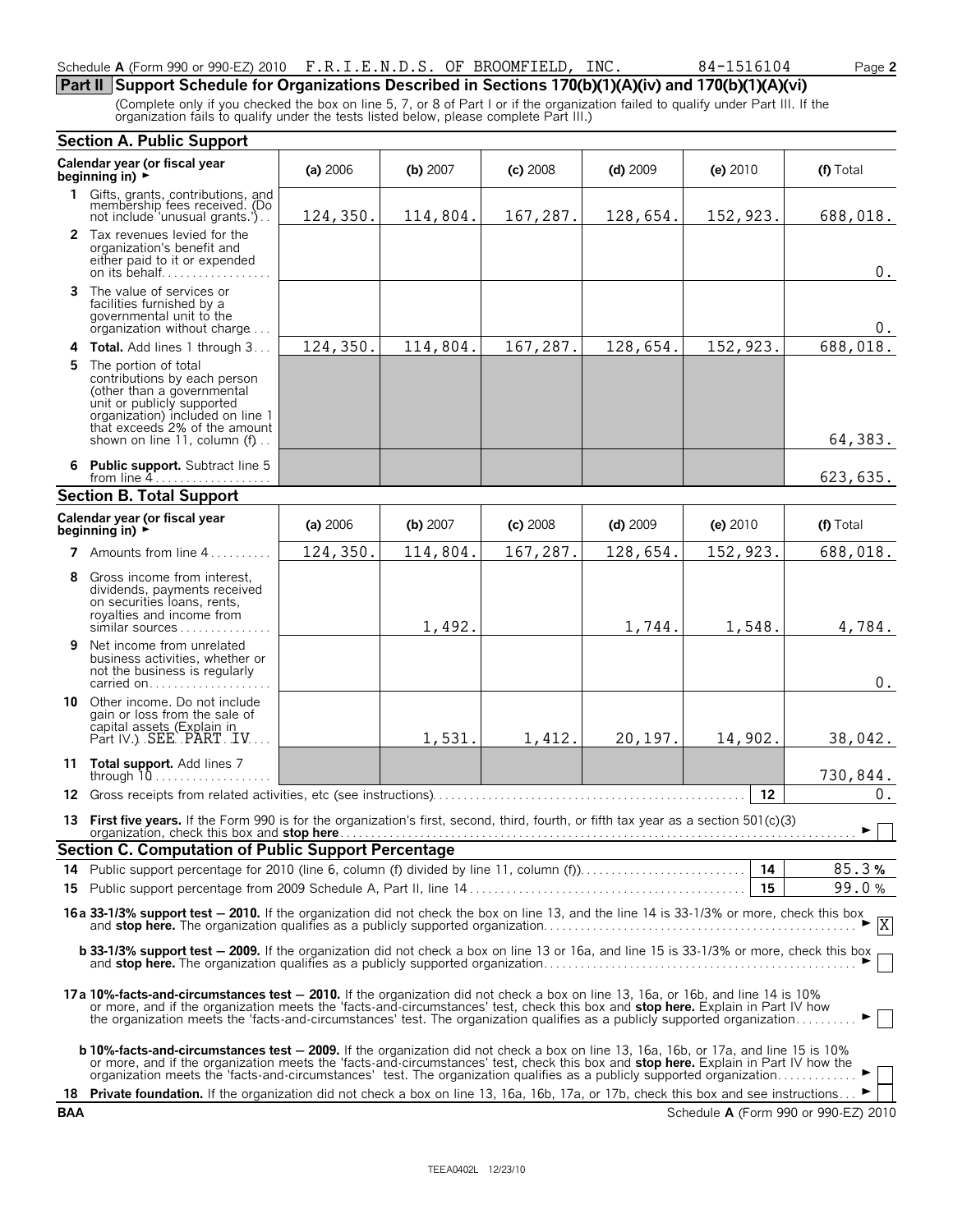Schedule **A** (Form 990 or 990-EZ) 2010 F.R.I.E.N.D.S. OF BROOMFIELD, INC. 84-1516104 Page **2**

## Part II Support Schedule for Organizations Described in Sections 170(b)(1)(A)(iv) and 170(b)(1)(A)(vi)

(Complete only if you checked the box on line 5, 7, or 8 of Part I or if the organization failed to qualify under Part III. If the organization fails to qualify under the tests listed below, please complete Part III.)

### Section A. Public Support

| Calendar year (or fiscal year beginning in) ► | (a) 2006 | (b) 2007 | (c) 2008 | (d) 2009 | (e) 2010 | (f) Total |
|---|---|---|---|---|---|---|
| **1** Gifts, grants, contributions, and membership fees received. (Do not include 'unusual grants.') | 124,350. | 114,804. | 167,287. | 128,654. | 152,923. | 688,018. |
| **2** Tax revenues levied for the organization's benefit and either paid to it or expended on its behalf | | | | | | 0. |
| **3** The value of services or facilities furnished by a governmental unit to the organization without charge | | | | | | 0. |
| **4** **Total.** Add lines 1 through 3 | 124,350. | 114,804. | 167,287. | 128,654. | 152,923. | 688,018. |
| **5** The portion of total contributions by each person (other than a governmental unit or publicly supported organization) included on line 1 that exceeds 2% of the amount shown on line 11, column (f) | | | | | | 64,383. |
| **6** **Public support.** Subtract line 5 from line 4 | | | | | | 623,635. |

### Section B. Total Support

| Calendar year (or fiscal year beginning in) ► | (a) 2006 | (b) 2007 | (c) 2008 | (d) 2009 | (e) 2010 | (f) Total |
|---|---|---|---|---|---|---|
| **7** Amounts from line 4 | 124,350. | 114,804. | 167,287. | 128,654. | 152,923. | 688,018. |
| **8** Gross income from interest, dividends, payments received on securities loans, rents, royalties and income from similar sources | | 1,492. | | 1,744. | 1,548. | 4,784. |
| **9** Net income from unrelated business activities, whether or not the business is regularly carried on | | | | | | 0. |
| **10** Other income. Do not include gain or loss from the sale of capital assets (Explain in Part IV.) SEE PART IV | | 1,531. | 1,412. | 20,197. | 14,902. | 38,042. |
| **11** **Total support.** Add lines 7 through 10 | | | | | | 730,844. |
| **12** Gross receipts from related activities, etc (see instructions) | | | | | 12 | 0. |

**13** **First five years.** If the Form 990 is for the organization's first, second, third, fourth, or fifth tax year as a section 501(c)(3) organization, check this box and **stop here** ► ☐

### Section C. Computation of Public Support Percentage

| | | |
|---|---|---|
| **14** Public support percentage for 2010 (line 6, column (f) divided by line 11, column (f)) | 14 | 85.3 % |
| **15** Public support percentage from 2009 Schedule A, Part II, line 14 | 15 | 99.0 % |

**16a** **33-1/3% support test — 2010.** If the organization did not check the box on line 13, and the line 14 is 33-1/3% or more, check this box and **stop here.** The organization qualifies as a publicly supported organization ► ☒

**b** **33-1/3% support test — 2009.** If the organization did not check a box on line 13 or 16a, and line 15 is 33-1/3% or more, check this box and **stop here.** The organization qualifies as a publicly supported organization ► ☐

**17a** **10%-facts-and-circumstances test — 2010.** If the organization did not check a box on line 13, 16a, or 16b, and line 14 is 10% or more, and if the organization meets the 'facts-and-circumstances' test, check this box and **stop here.** Explain in Part IV how the organization meets the 'facts-and-circumstances' test. The organization qualifies as a publicly supported organization ► ☐

**b** **10%-facts-and-circumstances test — 2009.** If the organization did not check a box on line 13, 16a, 16b, or 17a, and line 15 is 10% or more, and if the organization meets the 'facts-and-circumstances' test, check this box and **stop here.** Explain in Part IV how the organization meets the 'facts-and-circumstances' test. The organization qualifies as a publicly supported organization ► ☐

**18** **Private foundation.** If the organization did not check a box on line 13, 16a, 16b, 17a, or 17b, check this box and see instructions ► ☐

**BAA** Schedule **A** (Form 990 or 990-EZ) 2010

TEEA0402L 12/23/10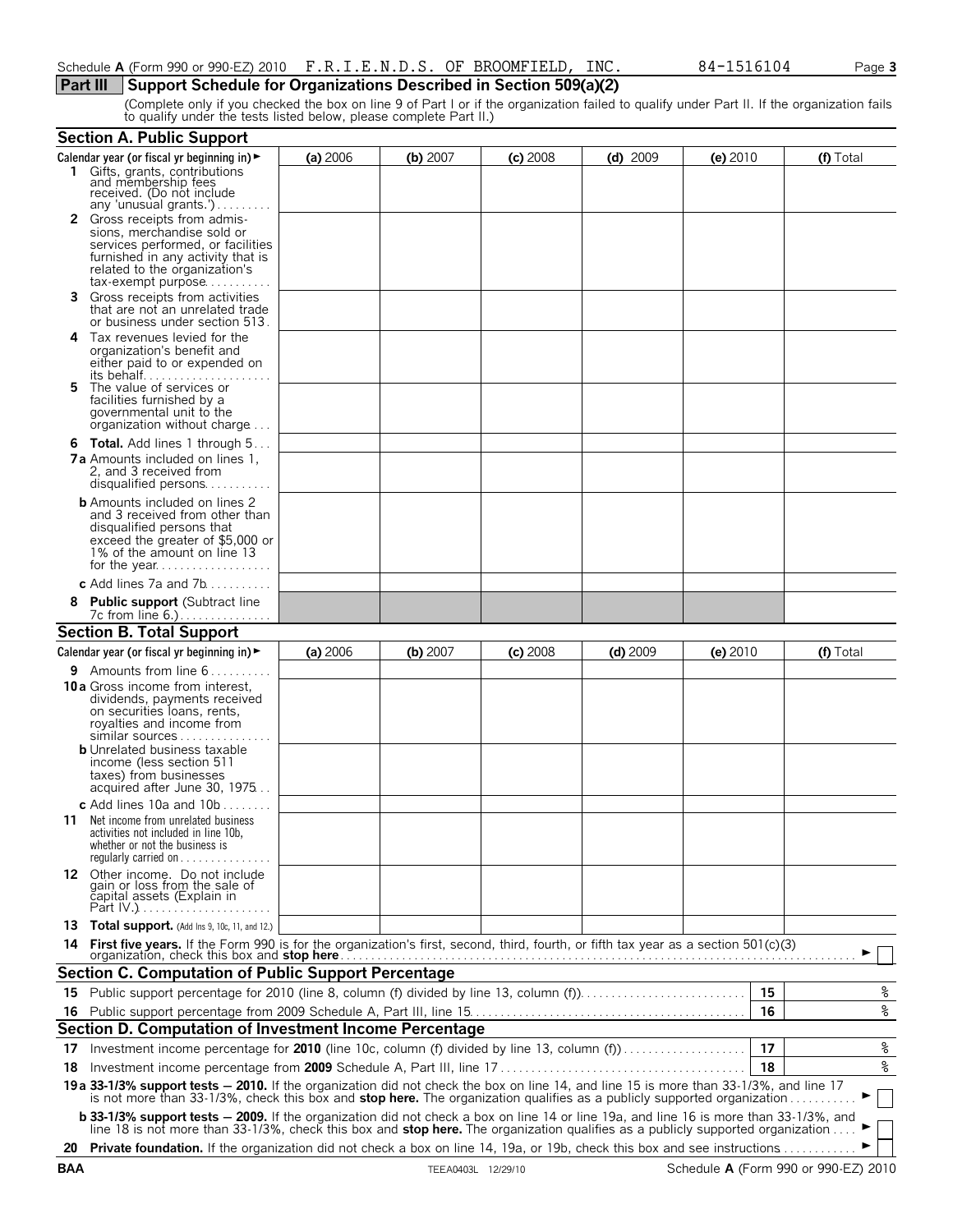Schedule **A** (Form 990 or 990-EZ) 2010 F.R.I.E.N.D.S. OF BROOMFIELD, INC. 84-1516104 Page **3**

## Part III Support Schedule for Organizations Described in Section 509(a)(2)

(Complete only if you checked the box on line 9 of Part I or if the organization failed to qualify under Part II. If the organization fails to qualify under the tests listed below, please complete Part II.)

### Section A. Public Support

| Calendar year (or fiscal yr beginning in) ► | (a) 2006 | (b) 2007 | (c) 2008 | (d) 2009 | (e) 2010 | (f) Total |
|---|---|---|---|---|---|---|
| **1** Gifts, grants, contributions and membership fees received. (Do not include any 'unusual grants.') | | | | | | |
| **2** Gross receipts from admissions, merchandise sold or services performed, or facilities furnished in any activity that is related to the organization's tax-exempt purpose | | | | | | |
| **3** Gross receipts from activities that are not an unrelated trade or business under section 513 | | | | | | |
| **4** Tax revenues levied for the organization's benefit and either paid to or expended on its behalf | | | | | | |
| **5** The value of services or facilities furnished by a governmental unit to the organization without charge | | | | | | |
| **6 Total.** Add lines 1 through 5 | | | | | | |
| **7a** Amounts included on lines 1, 2, and 3 received from disqualified persons | | | | | | |
| **b** Amounts included on lines 2 and 3 received from other than disqualified persons that exceed the greater of $5,000 or 1% of the amount on line 13 for the year | | | | | | |
| **c** Add lines 7a and 7b | | | | | | |
| **8 Public support** (Subtract line 7c from line 6.) | | | | | | |

### Section B. Total Support

| Calendar year (or fiscal yr beginning in) ► | (a) 2006 | (b) 2007 | (c) 2008 | (d) 2009 | (e) 2010 | (f) Total |
|---|---|---|---|---|---|---|
| **9** Amounts from line 6 | | | | | | |
| **10a** Gross income from interest, dividends, payments received on securities loans, rents, royalties and income from similar sources | | | | | | |
| **b** Unrelated business taxable income (less section 511 taxes) from businesses acquired after June 30, 1975 | | | | | | |
| **c** Add lines 10a and 10b | | | | | | |
| **11** Net income from unrelated business activities not included in line 10b, whether or not the business is regularly carried on | | | | | | |
| **12** Other income. Do not include gain or loss from the sale of capital assets (Explain in Part IV.) | | | | | | |
| **13 Total support.** (Add lns 9, 10c, 11, and 12.) | | | | | | |

**14 First five years.** If the Form 990 is for the organization's first, second, third, fourth, or fifth tax year as a section 501(c)(3) organization, check this box and **stop here** ► ☐

### Section C. Computation of Public Support Percentage

| | | | |
|---|---|---|---|
| **15** | Public support percentage for 2010 (line 8, column (f) divided by line 13, column (f)) | **15** | % |
| **16** | Public support percentage from 2009 Schedule A, Part III, line 15 | **16** | % |

### Section D. Computation of Investment Income Percentage

| | | | |
|---|---|---|---|
| **17** | Investment income percentage for **2010** (line 10c, column (f) divided by line 13, column (f)) | **17** | % |
| **18** | Investment income percentage from **2009** Schedule A, Part III, line 17 | **18** | % |

**19a 33-1/3% support tests — 2010.** If the organization did not check the box on line 14, and line 15 is more than 33-1/3%, and line 17 is not more than 33-1/3%, check this box and **stop here.** The organization qualifies as a publicly supported organization ► ☐

**b 33-1/3% support tests — 2009.** If the organization did not check a box on line 14 or line 19a, and line 16 is more than 33-1/3%, and line 18 is not more than 33-1/3%, check this box and **stop here.** The organization qualifies as a publicly supported organization ► ☐

**20 Private foundation.** If the organization did not check a box on line 14, 19a, or 19b, check this box and see instructions ► ☐

**BAA** TEEA0403L 12/29/10 Schedule **A** (Form 990 or 990-EZ) 2010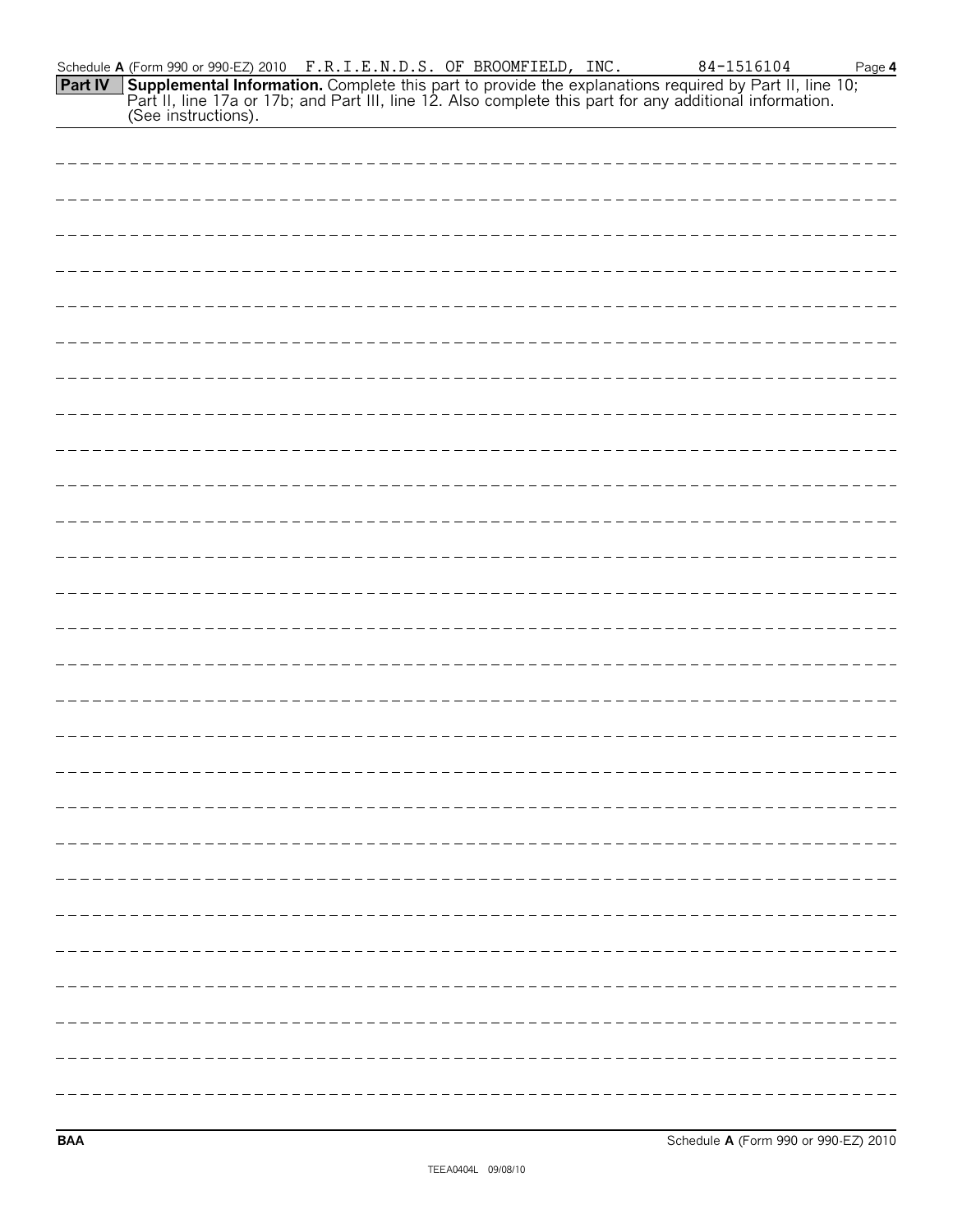Schedule **A** (Form 990 or 990-EZ) 2010 F.R.I.E.N.D.S. OF BROOMFIELD, INC. 84-1516104

**Part IV** **Supplemental Information.** Complete this part to provide the explanations required by Part II, line 10; Part II, line 17a or 17b; and Part III, line 12. Also complete this part for any additional information. (See instructions).

**BAA** Schedule **A** (Form 990 or 990-EZ) 2010

TEEA0404L 09/08/10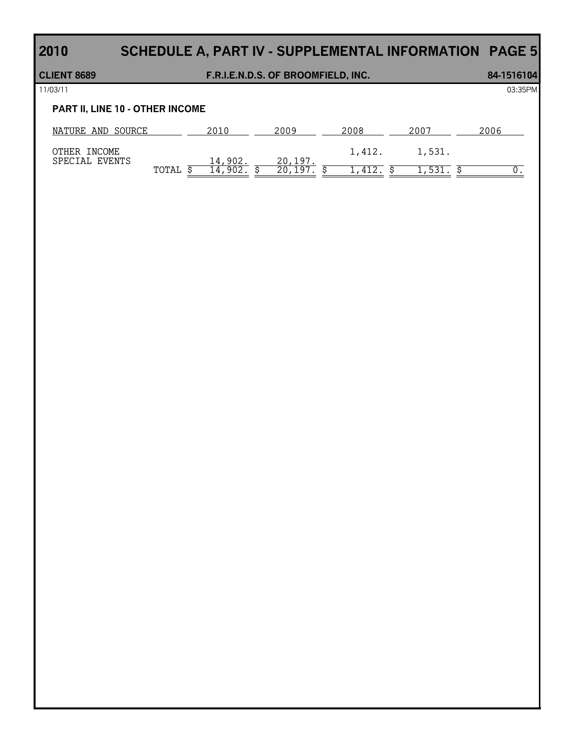# 2010 SCHEDULE A, PART IV - SUPPLEMENTAL INFORMATION PAGE 5

**CLIENT 8689** **F.R.I.E.N.D.S. OF BROOMFIELD, INC.** **84-1516104**

11/03/11 03:35PM

### PART II, LINE 10 - OTHER INCOME

| NATURE AND SOURCE | 2010 | 2009 | 2008 | 2007 | 2006 |
|---|---|---|---|---|---|
| OTHER INCOME | | | 1,412. | 1,531. | |
| SPECIAL EVENTS | 14,902. | 20,197. | | | |
| TOTAL | $ 14,902. | $ 20,197. | $ 1,412. | $ 1,531. | $ 0. |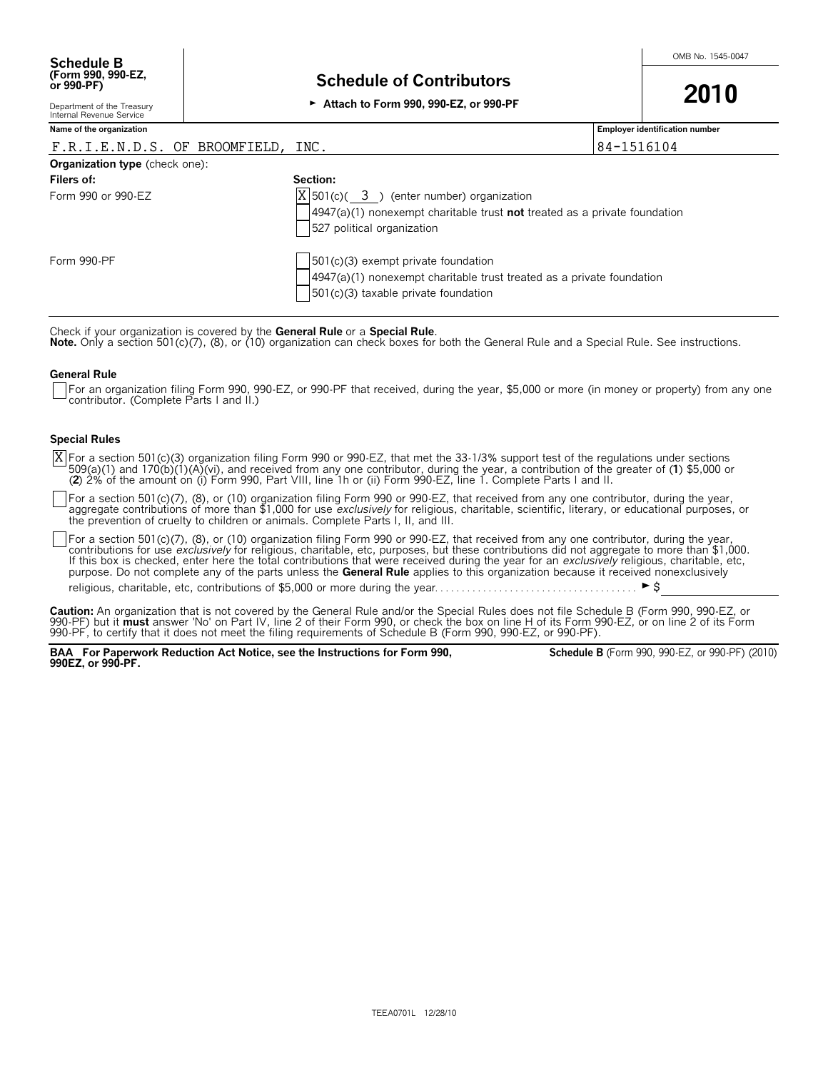**Schedule B**
**(Form 990, 990-EZ, or 990-PF)**

Department of the Treasury
Internal Revenue Service

# Schedule of Contributors

► **Attach to Form 990, 990-EZ, or 990-PF**

OMB No. 1545-0047

**2010**

| **Name of the organization** | **Employer identification number** |
|---|---|
| F.R.I.E.N.D.S. OF BROOMFIELD, INC. | 84-1516104 |

**Organization type** (check one):

| **Filers of:** | **Section:** |
|---|---|
| Form 990 or 990-EZ | [X] 501(c)( 3 ) (enter number) organization |
| | [ ] 4947(a)(1) nonexempt charitable trust **not** treated as a private foundation |
| | [ ] 527 political organization |
| Form 990-PF | [ ] 501(c)(3) exempt private foundation |
| | [ ] 4947(a)(1) nonexempt charitable trust treated as a private foundation |
| | [ ] 501(c)(3) taxable private foundation |

Check if your organization is covered by the **General Rule** or a **Special Rule**.
**Note.** Only a section 501(c)(7), (8), or (10) organization can check boxes for both the General Rule and a Special Rule. See instructions.

**General Rule**

[ ] For an organization filing Form 990, 990-EZ, or 990-PF that received, during the year, $5,000 or more (in money or property) from any one contributor. (Complete Parts I and II.)

**Special Rules**

[X] For a section 501(c)(3) organization filing Form 990 or 990-EZ, that met the 33-1/3% support test of the regulations under sections 509(a)(1) and 170(b)(1)(A)(vi), and received from any one contributor, during the year, a contribution of the greater of (**1**) $5,000 or (**2**) 2% of the amount on (i) Form 990, Part VIII, line 1h or (ii) Form 990-EZ, line 1. Complete Parts I and II.

[ ] For a section 501(c)(7), (8), or (10) organization filing Form 990 or 990-EZ, that received from any one contributor, during the year, aggregate contributions of more than $1,000 for use *exclusively* for religious, charitable, scientific, literary, or educational purposes, or the prevention of cruelty to children or animals. Complete Parts I, II, and III.

[ ] For a section 501(c)(7), (8), or (10) organization filing Form 990 or 990-EZ, that received from any one contributor, during the year, contributions for use *exclusively* for religious, charitable, etc, purposes, but these contributions did not aggregate to more than $1,000. If this box is checked, enter here the total contributions that were received during the year for an *exclusively* religious, charitable, etc, purpose. Do not complete any of the parts unless the **General Rule** applies to this organization because it received nonexclusively religious, charitable, etc, contributions of $5,000 or more during the year. . . . . . . . . . . . . . . . . . . . . . . . . . . . . . . . . . . . . . ► $ \_\_\_\_\_\_\_\_\_\_

**Caution:** An organization that is not covered by the General Rule and/or the Special Rules does not file Schedule B (Form 990, 990-EZ, or 990-PF) but it **must** answer 'No' on Part IV, line 2 of their Form 990, or check the box on line H of its Form 990-EZ, or on line 2 of its Form 990-PF, to certify that it does not meet the filing requirements of Schedule B (Form 990, 990-EZ, or 990-PF).

**BAA For Paperwork Reduction Act Notice, see the Instructions for Form 990, 990EZ, or 990-PF.** **Schedule B** (Form 990, 990-EZ, or 990-PF) (2010)

TEEA0701L 12/28/10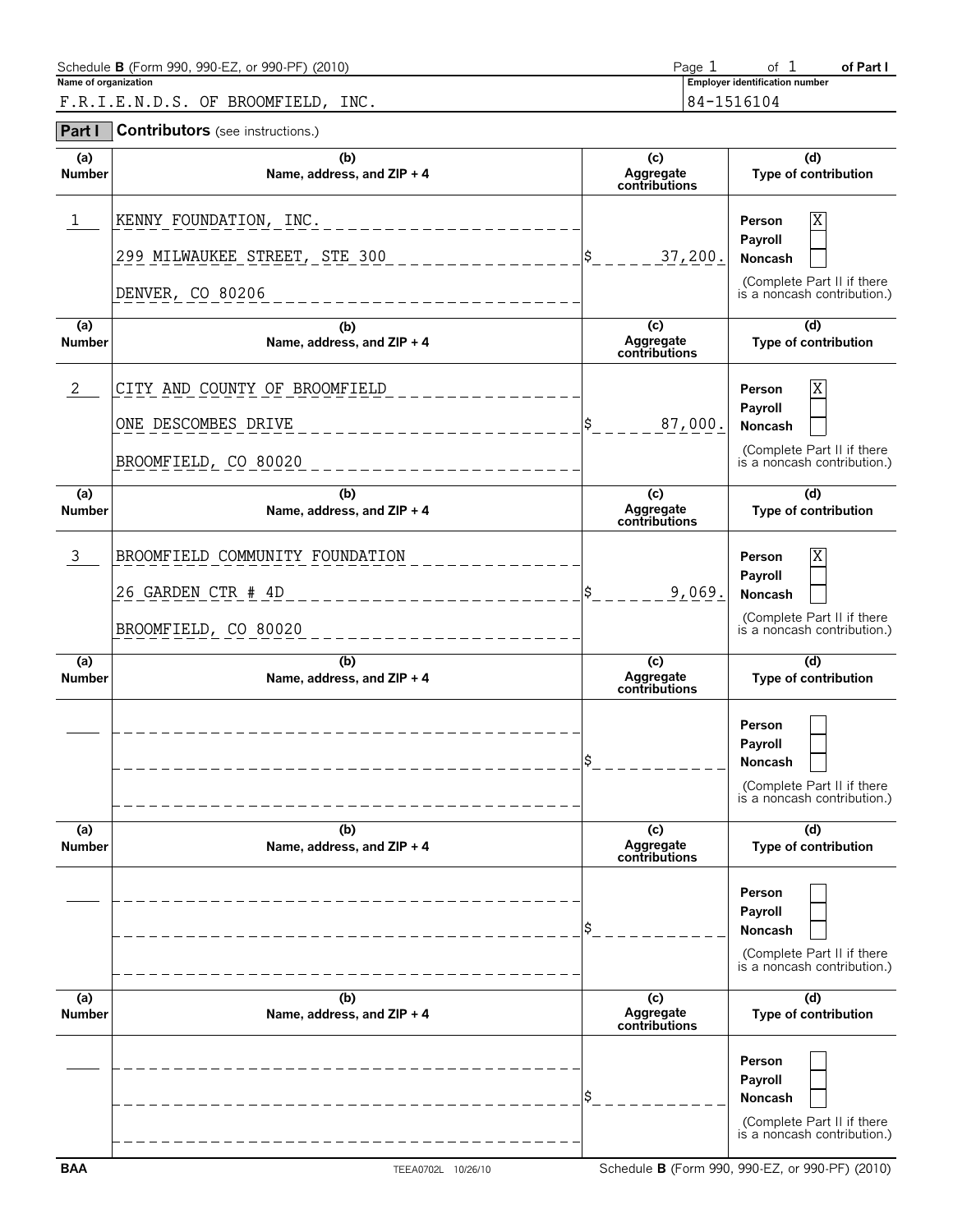Schedule **B** (Form 990, 990-EZ, or 990-PF) (2010) Page 1 of 1 **of Part I**

**Name of organization**

F.R.I.E.N.D.S. OF BROOMFIELD, INC.

**Employer identification number**

84-1516104

**Part I** **Contributors** (see instructions.)

| (a) Number | (b) Name, address, and ZIP + 4 | (c) Aggregate contributions | (d) Type of contribution |
|---|---|---|---|
| 1 | KENNY FOUNDATION, INC.<br>299 MILWAUKEE STREET, STE 300<br>DENVER, CO 80206 | $ 37,200. | Person [X]<br>Payroll [ ]<br>Noncash [ ]<br>(Complete Part II if there is a noncash contribution.) |
| 2 | CITY AND COUNTY OF BROOMFIELD<br>ONE DESCOMBES DRIVE<br>BROOMFIELD, CO 80020 | $ 87,000. | Person [X]<br>Payroll [ ]<br>Noncash [ ]<br>(Complete Part II if there is a noncash contribution.) |
| 3 | BROOMFIELD COMMUNITY FOUNDATION<br>26 GARDEN CTR # 4D<br>BROOMFIELD, CO 80020 | $ 9,069. | Person [X]<br>Payroll [ ]<br>Noncash [ ]<br>(Complete Part II if there is a noncash contribution.) |
| | | $ | Person [ ]<br>Payroll [ ]<br>Noncash [ ]<br>(Complete Part II if there is a noncash contribution.) |
| | | $ | Person [ ]<br>Payroll [ ]<br>Noncash [ ]<br>(Complete Part II if there is a noncash contribution.) |
| | | $ | Person [ ]<br>Payroll [ ]<br>Noncash [ ]<br>(Complete Part II if there is a noncash contribution.) |

**BAA** TEEA0702L 10/26/10 Schedule **B** (Form 990, 990-EZ, or 990-PF) (2010)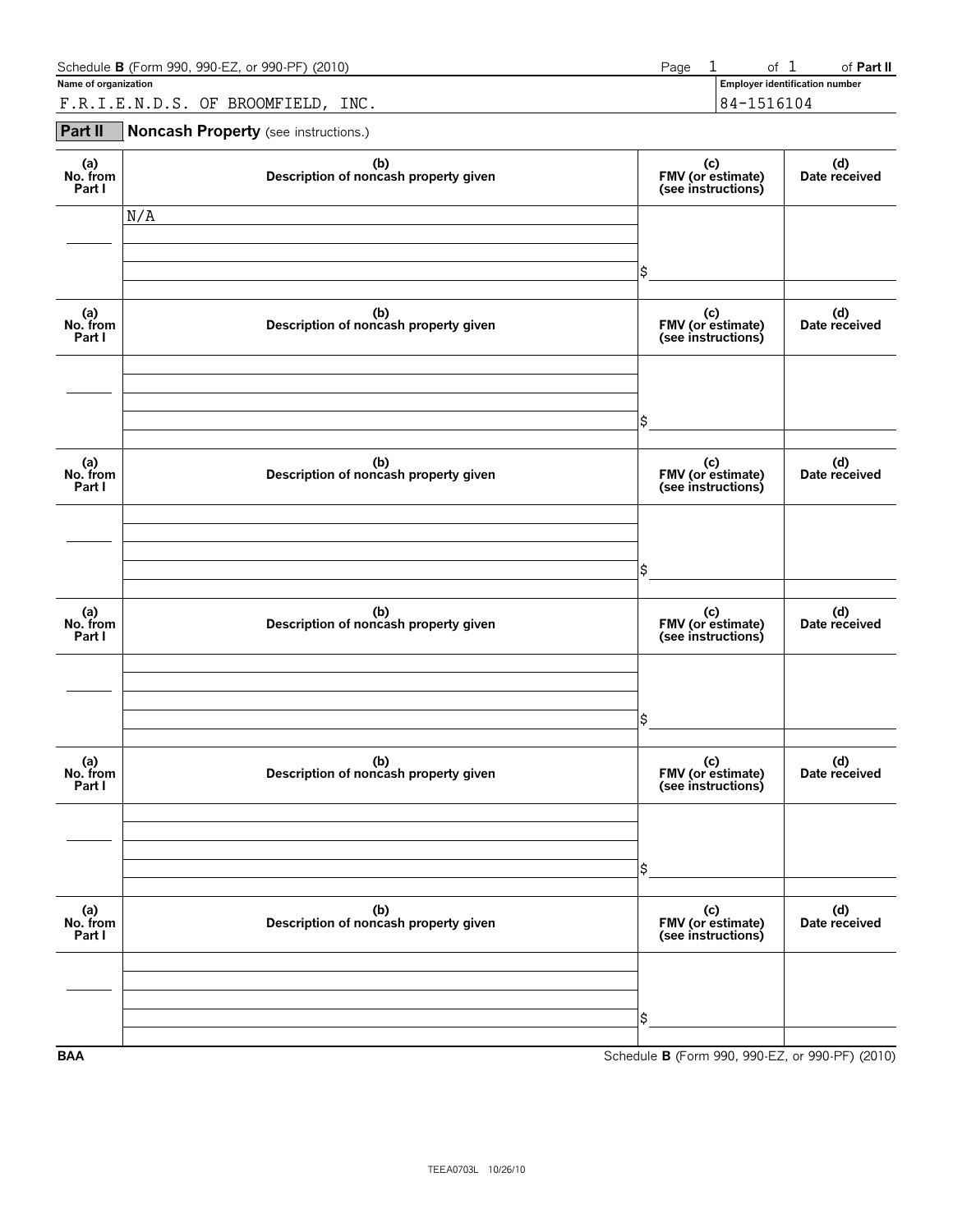Schedule **B** (Form 990, 990-EZ, or 990-PF) (2010) Page 1 of 1 of **Part II**

**Name of organization**

F.R.I.E.N.D.S. OF BROOMFIELD, INC.

**Employer identification number**

84-1516104

## Part II Noncash Property (see instructions.)

| (a) No. from Part I | (b) Description of noncash property given | (c) FMV (or estimate) (see instructions) | (d) Date received |
|---|---|---|---|
| | N/A | $ | |

| (a) No. from Part I | (b) Description of noncash property given | (c) FMV (or estimate) (see instructions) | (d) Date received |
|---|---|---|---|
| | | $ | |

| (a) No. from Part I | (b) Description of noncash property given | (c) FMV (or estimate) (see instructions) | (d) Date received |
|---|---|---|---|
| | | $ | |

| (a) No. from Part I | (b) Description of noncash property given | (c) FMV (or estimate) (see instructions) | (d) Date received |
|---|---|---|---|
| | | $ | |

| (a) No. from Part I | (b) Description of noncash property given | (c) FMV (or estimate) (see instructions) | (d) Date received |
|---|---|---|---|
| | | $ | |

| (a) No. from Part I | (b) Description of noncash property given | (c) FMV (or estimate) (see instructions) | (d) Date received |
|---|---|---|---|
| | | $ | |

BAA Schedule **B** (Form 990, 990-EZ, or 990-PF) (2010)

TEEA0703L 10/26/10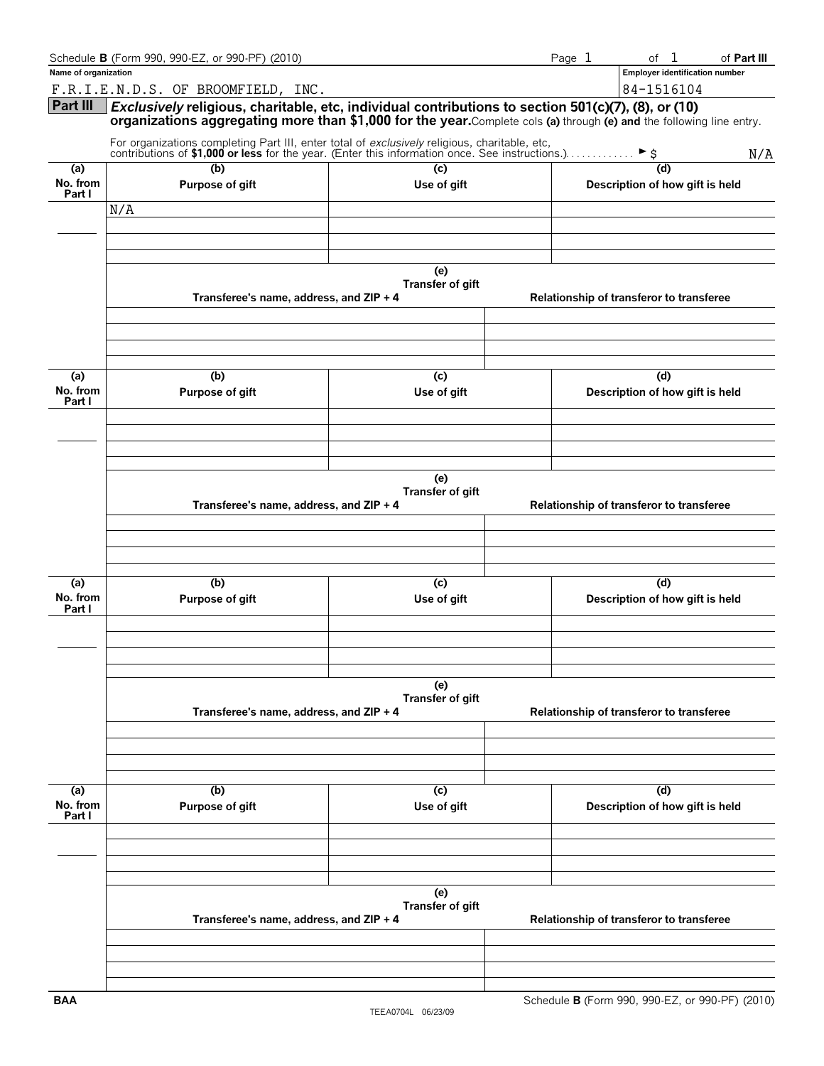Schedule **B** (Form 990, 990-EZ, or 990-PF) (2010)

Page 1 of 1 of **Part III**

**Name of organization**

F.R.I.E.N.D.S. OF BROOMFIELD, INC.

**Employer identification number**

84-1516104

**Part III** ***Exclusively*** **religious, charitable, etc, individual contributions to section 501(c)(7), (8), or (10) organizations aggregating more than $1,000 for the year.** Complete cols **(a)** through **(e)** **and** the following line entry.

For organizations completing Part III, enter total of *exclusively* religious, charitable, etc, contributions of **$1,000 or less** for the year. (Enter this information once. See instructions.) . . . . . . . . . . . . ► $ N/A

| (a) No. from Part I | (b) Purpose of gift | (c) Use of gift | (d) Description of how gift is held |
|---|---|---|---|
| | N/A | | |

| (e) Transfer of gift | |
|---|---|
| Transferee's name, address, and ZIP + 4 | Relationship of transferor to transferee |
| | |

| (a) No. from Part I | (b) Purpose of gift | (c) Use of gift | (d) Description of how gift is held |
|---|---|---|---|
| | | | |

| (e) Transfer of gift | |
|---|---|
| Transferee's name, address, and ZIP + 4 | Relationship of transferor to transferee |
| | |

| (a) No. from Part I | (b) Purpose of gift | (c) Use of gift | (d) Description of how gift is held |
|---|---|---|---|
| | | | |

| (e) Transfer of gift | |
|---|---|
| Transferee's name, address, and ZIP + 4 | Relationship of transferor to transferee |
| | |

| (a) No. from Part I | (b) Purpose of gift | (c) Use of gift | (d) Description of how gift is held |
|---|---|---|---|
| | | | |

| (e) Transfer of gift | |
|---|---|
| Transferee's name, address, and ZIP + 4 | Relationship of transferor to transferee |
| | |

BAA

TEEA0704L 06/23/09

Schedule **B** (Form 990, 990-EZ, or 990-PF) (2010)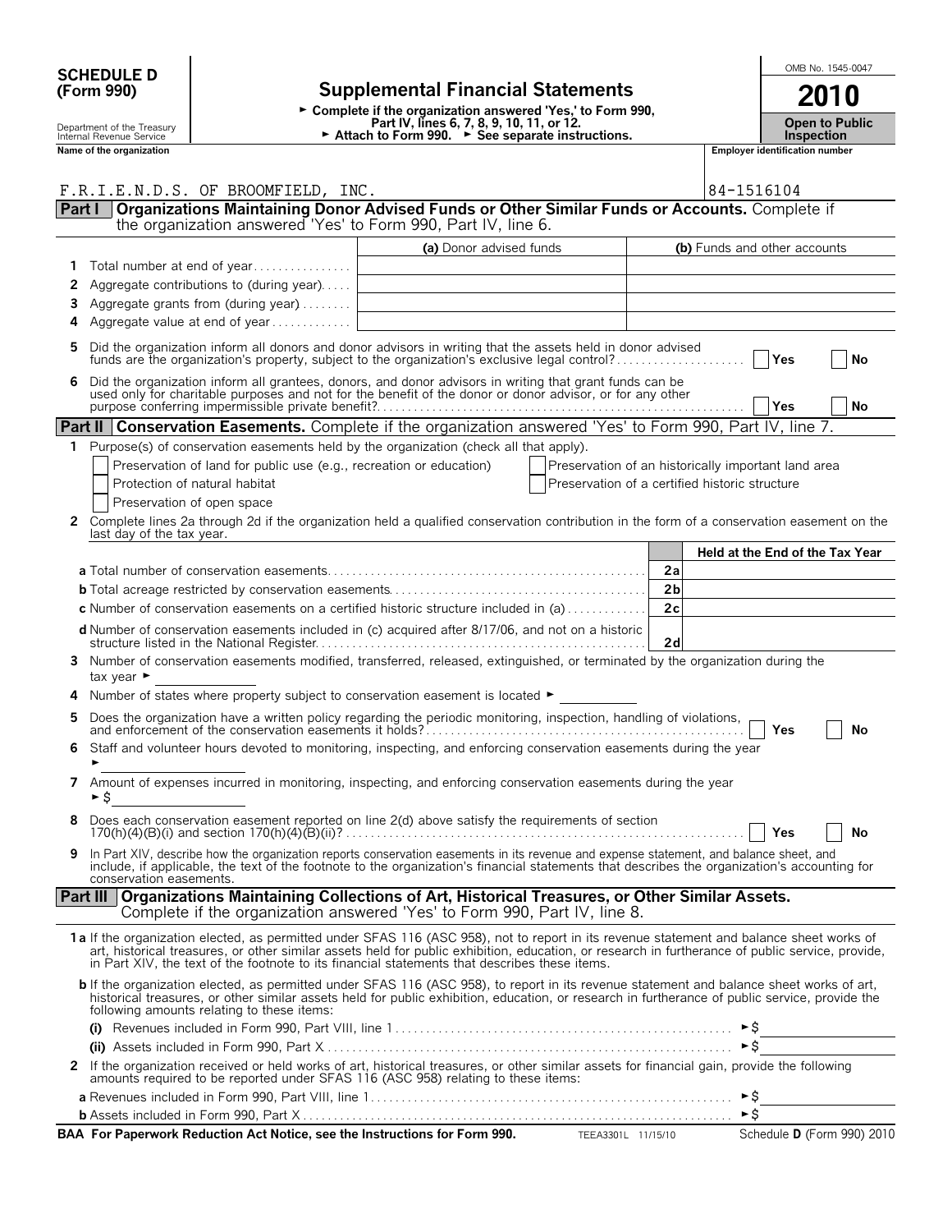**SCHEDULE D (Form 990)**

Department of the Treasury
Internal Revenue Service

# Supplemental Financial Statements

► Complete if the organization answered 'Yes,' to Form 990, Part IV, lines 6, 7, 8, 9, 10, 11, or 12.
► Attach to Form 990. ► See separate instructions.

OMB No. 1545-0047

**2010**

**Open to Public Inspection**

Name of the organization: F.R.I.E.N.D.S. OF BROOMFIELD, INC.

Employer identification number: 84-1516104

## Part I Organizations Maintaining Donor Advised Funds or Other Similar Funds or Accounts. Complete if the organization answered 'Yes' to Form 990, Part IV, line 6.

| | | (a) Donor advised funds | (b) Funds and other accounts |
|---|---|---|---|
| 1 | Total number at end of year | | |
| 2 | Aggregate contributions to (during year) | | |
| 3 | Aggregate grants from (during year) | | |
| 4 | Aggregate value at end of year | | |

5 Did the organization inform all donors and donor advisors in writing that the assets held in donor advised funds are the organization's property, subject to the organization's exclusive legal control? Yes No

6 Did the organization inform all grantees, donors, and donor advisors in writing that grant funds can be used only for charitable purposes and not for the benefit of the donor or donor advisor, or for any other purpose conferring impermissible private benefit? Yes No

## Part II Conservation Easements. Complete if the organization answered 'Yes' to Form 990, Part IV, line 7.

1 Purpose(s) of conservation easements held by the organization (check all that apply).

- Preservation of land for public use (e.g., recreation or education)
- Protection of natural habitat
- Preservation of open space
- Preservation of an historically important land area
- Preservation of a certified historic structure

2 Complete lines 2a through 2d if the organization held a qualified conservation contribution in the form of a conservation easement on the last day of the tax year.

| | | Held at the End of the Tax Year |
|---|---|---|
| **a** Total number of conservation easements | 2a | |
| **b** Total acreage restricted by conservation easements | 2b | |
| **c** Number of conservation easements on a certified historic structure included in (a) | 2c | |
| **d** Number of conservation easements included in (c) acquired after 8/17/06, and not on a historic structure listed in the National Register | 2d | |

3 Number of conservation easements modified, transferred, released, extinguished, or terminated by the organization during the tax year ►

4 Number of states where property subject to conservation easement is located ►

5 Does the organization have a written policy regarding the periodic monitoring, inspection, handling of violations, and enforcement of the conservation easements it holds? Yes No

6 Staff and volunteer hours devoted to monitoring, inspecting, and enforcing conservation easements during the year ►

7 Amount of expenses incurred in monitoring, inspecting, and enforcing conservation easements during the year ► $

8 Does each conservation easement reported on line 2(d) above satisfy the requirements of section 170(h)(4)(B)(i) and section 170(h)(4)(B)(ii)? Yes No

9 In Part XIV, describe how the organization reports conservation easements in its revenue and expense statement, and balance sheet, and include, if applicable, the text of the footnote to the organization's financial statements that describes the organization's accounting for conservation easements.

## Part III Organizations Maintaining Collections of Art, Historical Treasures, or Other Similar Assets. Complete if the organization answered 'Yes' to Form 990, Part IV, line 8.

**1a** If the organization elected, as permitted under SFAS 116 (ASC 958), not to report in its revenue statement and balance sheet works of art, historical treasures, or other similar assets held for public exhibition, education, or research in furtherance of public service, provide, in Part XIV, the text of the footnote to its financial statements that describes these items.

**b** If the organization elected, as permitted under SFAS 116 (ASC 958), to report in its revenue statement and balance sheet works of art, historical treasures, or other similar assets held for public exhibition, education, or research in furtherance of public service, provide the following amounts relating to these items:

**(i)** Revenues included in Form 990, Part VIII, line 1 ► $

**(ii)** Assets included in Form 990, Part X ► $

2 If the organization received or held works of art, historical treasures, or other similar assets for financial gain, provide the following amounts required to be reported under SFAS 116 (ASC 958) relating to these items:

**a** Revenues included in Form 990, Part VIII, line 1 ► $

**b** Assets included in Form 990, Part X ► $

**BAA For Paperwork Reduction Act Notice, see the Instructions for Form 990.** TEEA3301L 11/15/10 Schedule D (Form 990) 2010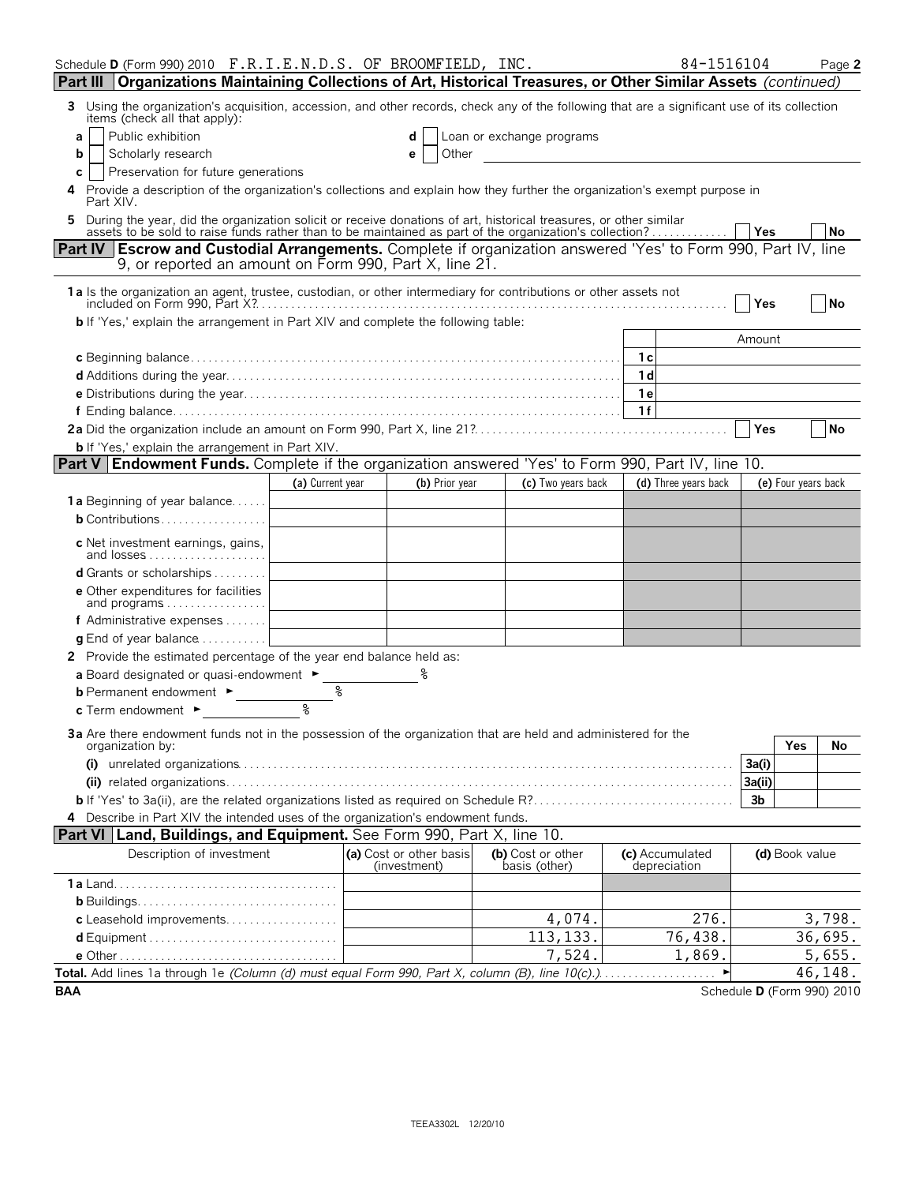Schedule D (Form 990) 2010 F.R.I.E.N.D.S. OF BROOMFIELD, INC. 84-1516104 Page 2

## Part III Organizations Maintaining Collections of Art, Historical Treasures, or Other Similar Assets *(continued)*

**3** Using the organization's acquisition, accession, and other records, check any of the following that are a significant use of its collection items (check all that apply):

- **a** ☐ Public exhibition
- **b** ☐ Scholarly research
- **c** ☐ Preservation for future generations
- **d** ☐ Loan or exchange programs
- **e** ☐ Other

**4** Provide a description of the organization's collections and explain how they further the organization's exempt purpose in Part XIV.

**5** During the year, did the organization solicit or receive donations of art, historical treasures, or other similar assets to be sold to raise funds rather than to be maintained as part of the organization's collection? ☐ Yes ☐ No

## Part IV Escrow and Custodial Arrangements. Complete if organization answered 'Yes' to Form 990, Part IV, line 9, or reported an amount on Form 990, Part X, line 21.

**1a** Is the organization an agent, trustee, custodian, or other intermediary for contributions or other assets not included on Form 990, Part X? ☐ Yes ☐ No

**b** If 'Yes,' explain the arrangement in Part XIV and complete the following table:

| | | Amount |
|---|---|---|
| **c** Beginning balance | 1c | |
| **d** Additions during the year | 1d | |
| **e** Distributions during the year | 1e | |
| **f** Ending balance | 1f | |

**2a** Did the organization include an amount on Form 990, Part X, line 21? ☐ Yes ☐ No

**b** If 'Yes,' explain the arrangement in Part XIV.

## Part V Endowment Funds. Complete if the organization answered 'Yes' to Form 990, Part IV, line 10.

| | (a) Current year | (b) Prior year | (c) Two years back | (d) Three years back | (e) Four years back |
|---|---|---|---|---|---|
| **1a** Beginning of year balance | | | | | |
| **b** Contributions | | | | | |
| **c** Net investment earnings, gains, and losses | | | | | |
| **d** Grants or scholarships | | | | | |
| **e** Other expenditures for facilities and programs | | | | | |
| **f** Administrative expenses | | | | | |
| **g** End of year balance | | | | | |

**2** Provide the estimated percentage of the year end balance held as:

- **a** Board designated or quasi-endowment ► %
- **b** Permanent endowment ► %
- **c** Term endowment ► %

**3a** Are there endowment funds not in the possession of the organization that are held and administered for the organization by:

| | | Yes | No |
|---|---|---|---|
| **(i)** unrelated organizations | 3a(i) | | |
| **(ii)** related organizations | 3a(ii) | | |
| **b** If 'Yes' to 3a(ii), are the related organizations listed as required on Schedule R? | 3b | | |

**4** Describe in Part XIV the intended uses of the organization's endowment funds.

## Part VI Land, Buildings, and Equipment. See Form 990, Part X, line 10.

| Description of investment | (a) Cost or other basis (investment) | (b) Cost or other basis (other) | (c) Accumulated depreciation | (d) Book value |
|---|---|---|---|---|
| **1a** Land | | | | |
| **b** Buildings | | | | |
| **c** Leasehold improvements | | 4,074. | 276. | 3,798. |
| **d** Equipment | | 113,133. | 76,438. | 36,695. |
| **e** Other | | 7,524. | 1,869. | 5,655. |
| **Total.** Add lines 1a through 1e *(Column (d) must equal Form 990, Part X, column (B), line 10(c).)* ► | | | | 46,148. |

BAA Schedule D (Form 990) 2010

TEEA3302L 12/20/10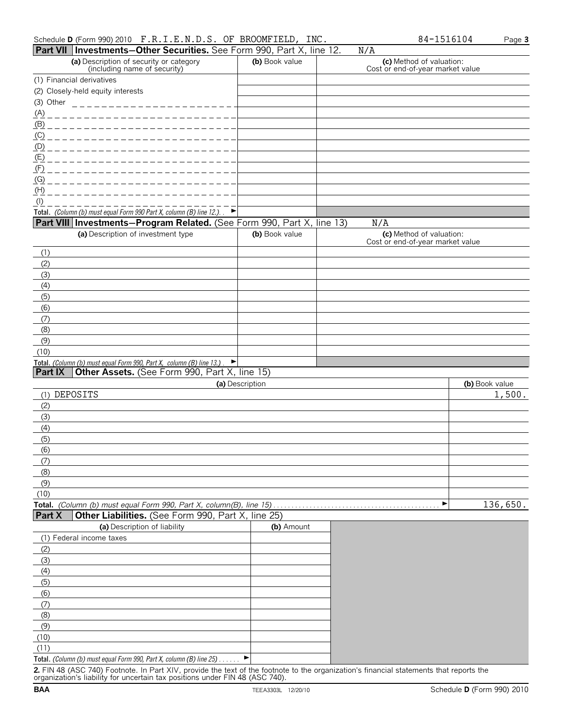Schedule **D** (Form 990) 2010 F.R.I.E.N.D.S. OF BROOMFIELD, INC. 84-1516104

## Part VII Investments—Other Securities. See Form 990, Part X, line 12. N/A

| (a) Description of security or category (including name of security) | (b) Book value | (c) Method of valuation: Cost or end-of-year market value |
|---|---|---|
| (1) Financial derivatives | | |
| (2) Closely-held equity interests | | |
| (3) Other | | |
| (A) | | |
| (B) | | |
| (C) | | |
| (D) | | |
| (E) | | |
| (F) | | |
| (G) | | |
| (H) | | |
| (I) | | |
| **Total.** *(Column (b) must equal Form 990 Part X, column (B) line 12.)* ► | | |

## Part VIII Investments—Program Related. (See Form 990, Part X, line 13) N/A

| (a) Description of investment type | (b) Book value | (c) Method of valuation: Cost or end-of-year market value |
|---|---|---|
| (1) | | |
| (2) | | |
| (3) | | |
| (4) | | |
| (5) | | |
| (6) | | |
| (7) | | |
| (8) | | |
| (9) | | |
| (10) | | |
| **Total.** *(Column (b) must equal Form 990, Part X, column (B) line 13.)* ► | | |

## Part IX Other Assets. (See Form 990, Part X, line 15)

| (a) Description | (b) Book value |
|---|---|
| (1) DEPOSITS | 1,500. |
| (2) | |
| (3) | |
| (4) | |
| (5) | |
| (6) | |
| (7) | |
| (8) | |
| (9) | |
| (10) | |
| **Total.** *(Column (b) must equal Form 990, Part X, column(B), line 15)* ► | 136,650. |

## Part X Other Liabilities. (See Form 990, Part X, line 25)

| (a) Description of liability | (b) Amount |
|---|---|
| (1) Federal income taxes | |
| (2) | |
| (3) | |
| (4) | |
| (5) | |
| (6) | |
| (7) | |
| (8) | |
| (9) | |
| (10) | |
| (11) | |
| **Total.** *(Column (b) must equal Form 990, Part X, column (B) line 25)* ► | |

**2.** FIN 48 (ASC 740) Footnote. In Part XIV, provide the text of the footnote to the organization's financial statements that reports the organization's liability for uncertain tax positions under FIN 48 (ASC 740).

BAA TEEA3303L 12/20/10 Schedule **D** (Form 990) 2010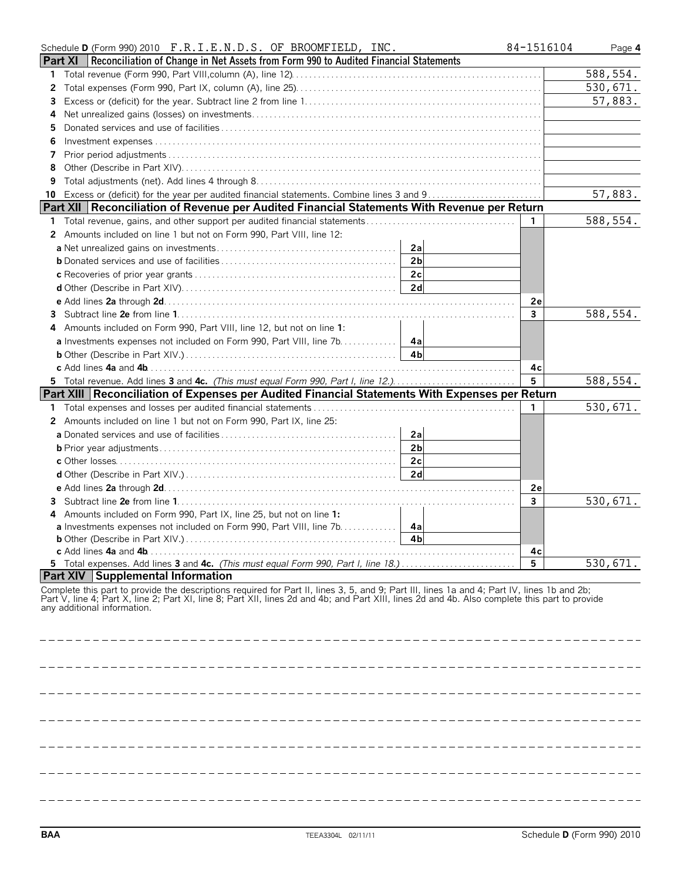Schedule **D** (Form 990) 2010 F.R.I.E.N.D.S. OF BROOMFIELD, INC. 84-1516104 Page **4**

## Part XI Reconciliation of Change in Net Assets from Form 990 to Audited Financial Statements

| | | |
|---|---|---|
| **1** | Total revenue (Form 990, Part VIII, column (A), line 12) | 588,554. |
| **2** | Total expenses (Form 990, Part IX, column (A), line 25) | 530,671. |
| **3** | Excess or (deficit) for the year. Subtract line 2 from line 1 | 57,883. |
| **4** | Net unrealized gains (losses) on investments | |
| **5** | Donated services and use of facilities | |
| **6** | Investment expenses | |
| **7** | Prior period adjustments | |
| **8** | Other (Describe in Part XIV) | |
| **9** | Total adjustments (net). Add lines 4 through 8 | |
| **10** | Excess or (deficit) for the year per audited financial statements. Combine lines 3 and 9 | 57,883. |

## Part XII Reconciliation of Revenue per Audited Financial Statements With Revenue per Return

| | | | | | |
|---|---|---|---|---|---|
| **1** | Total revenue, gains, and other support per audited financial statements | | | 1 | 588,554. |
| **2** | Amounts included on line 1 but not on Form 990, Part VIII, line 12: | | | | |
| | **a** Net unrealized gains on investments | 2a | | | |
| | **b** Donated services and use of facilities | 2b | | | |
| | **c** Recoveries of prior year grants | 2c | | | |
| | **d** Other (Describe in Part XIV) | 2d | | | |
| | **e** Add lines **2a** through **2d** | | | 2e | |
| **3** | Subtract line **2e** from line **1** | | | 3 | 588,554. |
| **4** | Amounts included on Form 990, Part VIII, line 12, but not on line **1**: | | | | |
| | **a** Investments expenses not included on Form 990, Part VIII, line 7b | 4a | | | |
| | **b** Other (Describe in Part XIV.) | 4b | | | |
| | **c** Add lines **4a** and **4b** | | | 4c | |
| **5** | Total revenue. Add lines **3** and **4c.** *(This must equal Form 990, Part I, line 12.)* | | | 5 | 588,554. |

## Part XIII Reconciliation of Expenses per Audited Financial Statements With Expenses per Return

| | | | | | |
|---|---|---|---|---|---|
| **1** | Total expenses and losses per audited financial statements | | | 1 | 530,671. |
| **2** | Amounts included on line 1 but not on Form 990, Part IX, line 25: | | | | |
| | **a** Donated services and use of facilities | 2a | | | |
| | **b** Prior year adjustments | 2b | | | |
| | **c** Other losses | 2c | | | |
| | **d** Other (Describe in Part XIV.) | 2d | | | |
| | **e** Add lines **2a** through **2d** | | | 2e | |
| **3** | Subtract line **2e** from line **1** | | | 3 | 530,671. |
| **4** | Amounts included on Form 990, Part IX, line 25, but not on line **1:** | | | | |
| | **a** Investments expenses not included on Form 990, Part VIII, line 7b | 4a | | | |
| | **b** Other (Describe in Part XIV.) | 4b | | | |
| | **c** Add lines **4a** and **4b** | | | 4c | |
| **5** | Total expenses. Add lines **3** and **4c.** *(This must equal Form 990, Part I, line 18.)* | | | 5 | 530,671. |

## Part XIV Supplemental Information

Complete this part to provide the descriptions required for Part II, lines 3, 5, and 9; Part III, lines 1a and 4; Part IV, lines 1b and 2b; Part V, line 4; Part X, line 2; Part XI, line 8; Part XII, lines 2d and 4b; and Part XIII, lines 2d and 4b. Also complete this part to provide any additional information.

BAA TEEA3304L 02/11/11 Schedule **D** (Form 990) 2010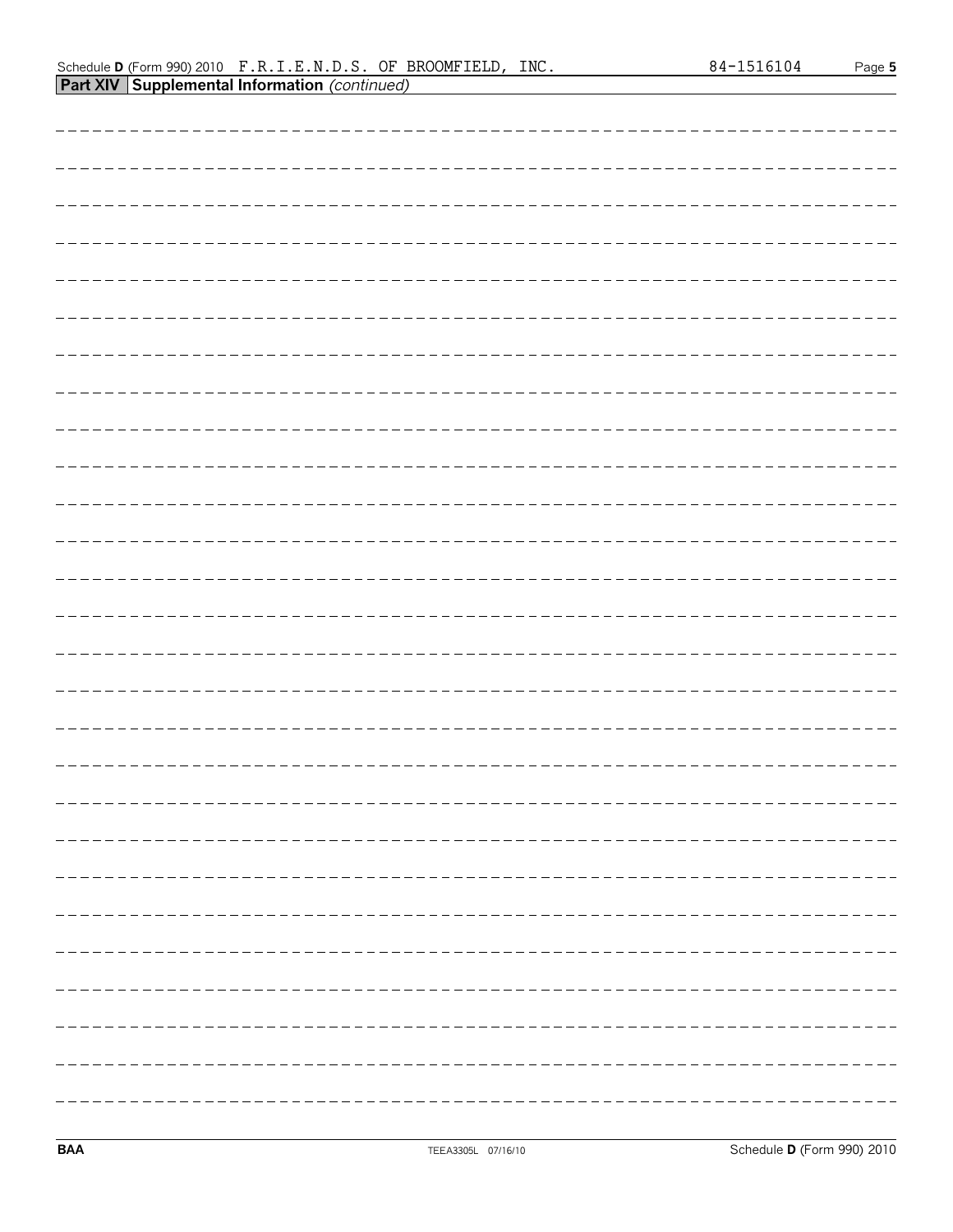Schedule **D** (Form 990) 2010 F.R.I.E.N.D.S. OF BROOMFIELD, INC. 84-1516104 Page **5**

**Part XIV Supplemental Information** *(continued)*

**BAA** TEEA3305L 07/16/10 Schedule **D** (Form 990) 2010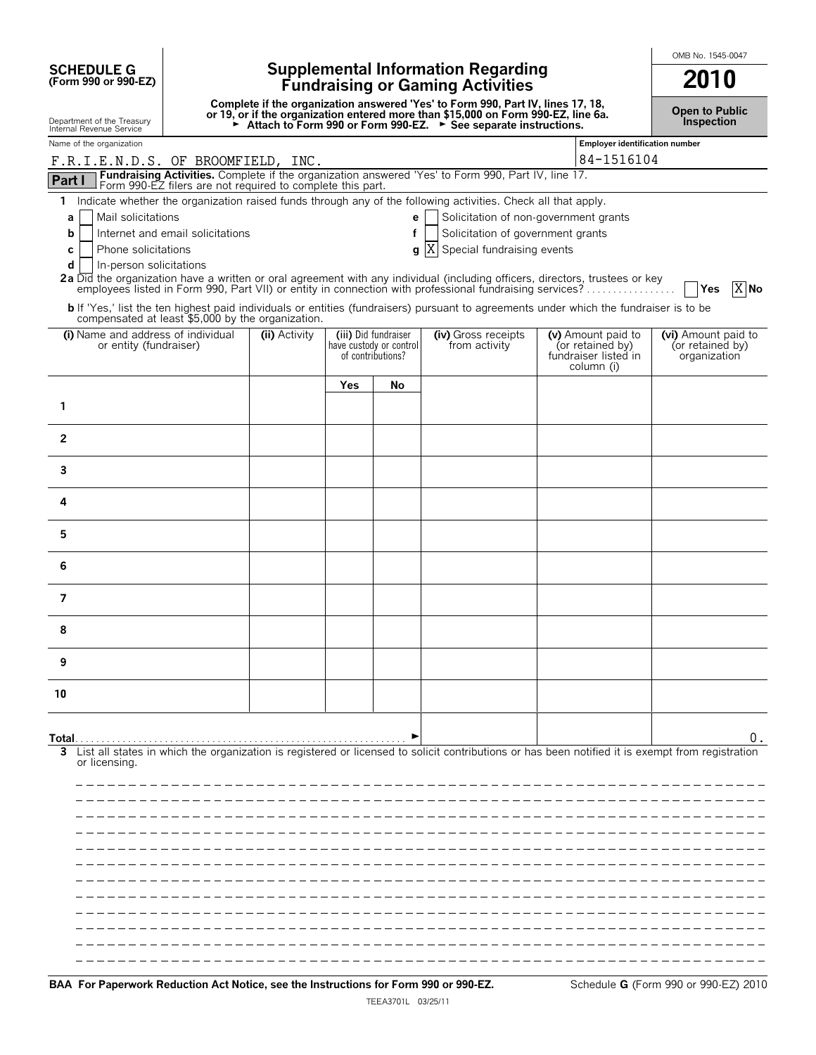**SCHEDULE G**
**(Form 990 or 990-EZ)**

Department of the Treasury
Internal Revenue Service

# Supplemental Information Regarding Fundraising or Gaming Activities

**Complete if the organization answered 'Yes' to Form 990, Part IV, lines 17, 18, or 19, or if the organization entered more than $15,000 on Form 990-EZ, line 6a.**
**► Attach to Form 990 or Form 990-EZ. ► See separate instructions.**

OMB No. 1545-0047

**2010**

**Open to Public Inspection**

Name of the organization: F.R.I.E.N.D.S. OF BROOMFIELD, INC.

Employer identification number: 84-1516104

## Part I — Fundraising Activities.
Complete if the organization answered 'Yes' to Form 990, Part IV, line 17. Form 990-EZ filers are not required to complete this part.

**1** Indicate whether the organization raised funds through any of the following activities. Check all that apply.

- **a** [ ] Mail solicitations
- **b** [ ] Internet and email solicitations
- **c** [ ] Phone solicitations
- **d** [ ] In-person solicitations
- **e** [ ] Solicitation of non-government grants
- **f** [ ] Solicitation of government grants
- **g** [X] Special fundraising events

**2a** Did the organization have a written or oral agreement with any individual (including officers, directors, trustees or key employees listed in Form 990, Part VII) or entity in connection with professional fundraising services? [ ] Yes [X] No

**b** If 'Yes,' list the ten highest paid individuals or entities (fundraisers) pursuant to agreements under which the fundraiser is to be compensated at least $5,000 by the organization.

| (i) Name and address of individual or entity (fundraiser) | (ii) Activity | (iii) Did fundraiser have custody or control of contributions? | | (iv) Gross receipts from activity | (v) Amount paid to (or retained by) fundraiser listed in column (i) | (vi) Amount paid to (or retained by) organization |
|---|---|---|---|---|---|---|
| | | Yes | No | | | |
| 1 | | | | | | |
| 2 | | | | | | |
| 3 | | | | | | |
| 4 | | | | | | |
| 5 | | | | | | |
| 6 | | | | | | |
| 7 | | | | | | |
| 8 | | | | | | |
| 9 | | | | | | |
| 10 | | | | | | |
| **Total** ► | | | | | | 0. |

**3** List all states in which the organization is registered or licensed to solicit contributions or has been notified it is exempt from registration or licensing.

**BAA For Paperwork Reduction Act Notice, see the Instructions for Form 990 or 990-EZ.**

Schedule **G** (Form 990 or 990-EZ) 2010

TEEA3701L 03/25/11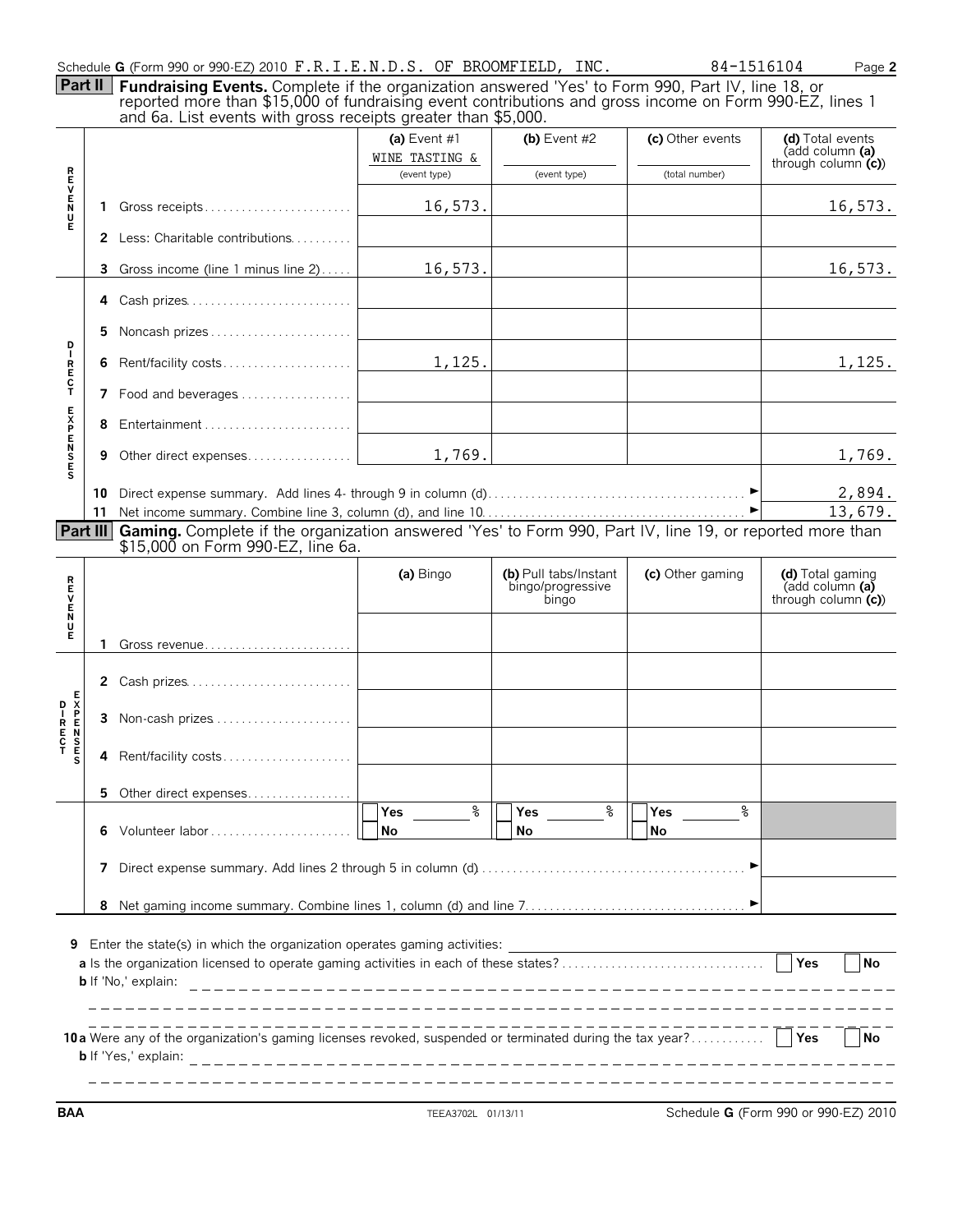Schedule **G** (Form 990 or 990-EZ) 2010 F.R.I.E.N.D.S. OF BROOMFIELD, INC. 84-1516104 Page **2**

**Part II** **Fundraising Events.** Complete if the organization answered 'Yes' to Form 990, Part IV, line 18, or reported more than $15,000 of fundraising event contributions and gross income on Form 990-EZ, lines 1 and 6a. List events with gross receipts greater than $5,000.

| | | (a) Event #1<br>WINE TASTING &<br>(event type) | (b) Event #2<br><br>(event type) | (c) Other events<br><br>(total number) | (d) Total events (add column (a) through column (c)) |
|---|---|---|---|---|---|
| REVENUE | 1 Gross receipts | 16,573. | | | 16,573. |
| | 2 Less: Charitable contributions | | | | |
| | 3 Gross income (line 1 minus line 2) | 16,573. | | | 16,573. |
| DIRECT EXPENSES | 4 Cash prizes | | | | |
| | 5 Noncash prizes | | | | |
| | 6 Rent/facility costs | 1,125. | | | 1,125. |
| | 7 Food and beverages | | | | |
| | 8 Entertainment | | | | |
| | 9 Other direct expenses | 1,769. | | | 1,769. |
| | 10 Direct expense summary. Add lines 4- through 9 in column (d) | | | ► | 2,894. |
| | 11 Net income summary. Combine line 3, column (d), and line 10 | | | ► | 13,679. |

**Part III** **Gaming.** Complete if the organization answered 'Yes' to Form 990, Part IV, line 19, or reported more than $15,000 on Form 990-EZ, line 6a.

| | | (a) Bingo | (b) Pull tabs/Instant bingo/progressive bingo | (c) Other gaming | (d) Total gaming (add column (a) through column (c)) |
|---|---|---|---|---|---|
| REVENUE | 1 Gross revenue | | | | |
| DIRECT EXPENSES | 2 Cash prizes | | | | |
| | 3 Non-cash prizes | | | | |
| | 4 Rent/facility costs | | | | |
| | 5 Other direct expenses | | | | |
| | 6 Volunteer labor | Yes ____ %<br>No | Yes ____ %<br>No | Yes ____ %<br>No | |
| | 7 Direct expense summary. Add lines 2 through 5 in column (d) | | | ► | |
| | 8 Net gaming income summary. Combine lines 1, column (d) and line 7 | | | ► | |

**9** Enter the state(s) in which the organization operates gaming activities:

**a** Is the organization licensed to operate gaming activities in each of these states? Yes No

**b** If 'No,' explain:

**10a** Were any of the organization's gaming licenses revoked, suspended or terminated during the tax year? Yes No

**b** If 'Yes,' explain:

BAA TEEA3702L 01/13/11 Schedule **G** (Form 990 or 990-EZ) 2010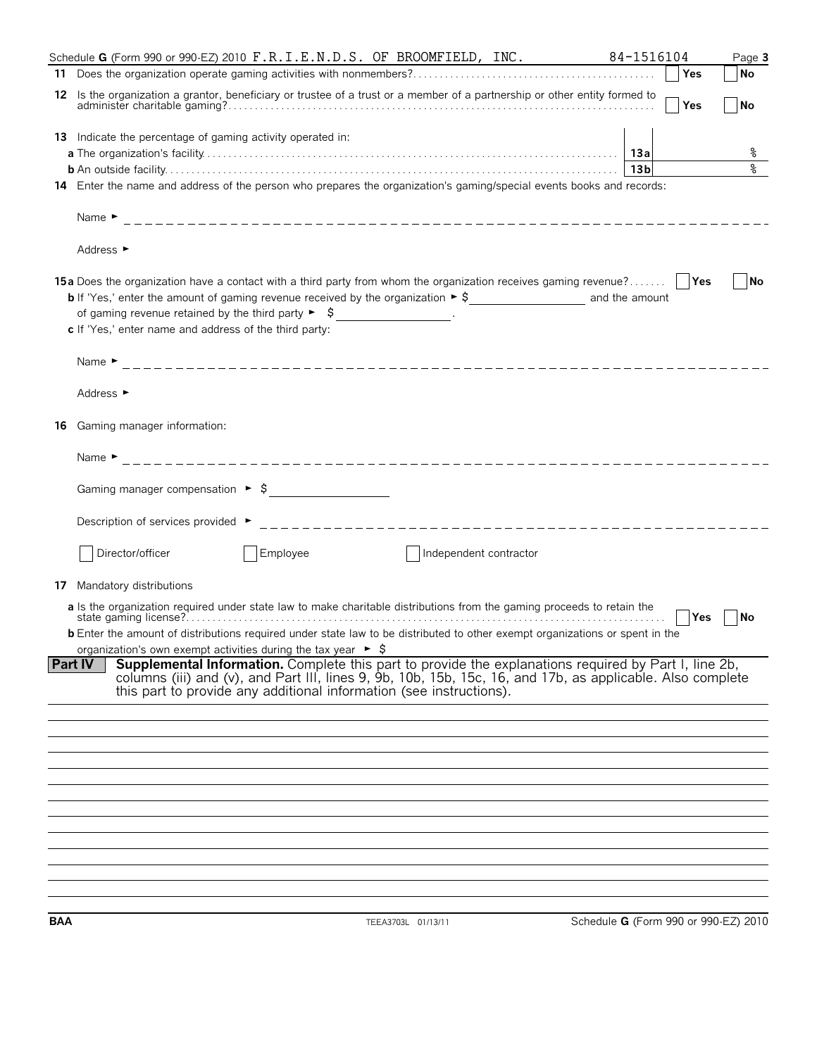Schedule **G** (Form 990 or 990-EZ) 2010 F.R.I.E.N.D.S. OF BROOMFIELD, INC. 84-1516104 Page **3**

**11** Does the organization operate gaming activities with nonmembers? ☐ Yes ☐ No

**12** Is the organization a grantor, beneficiary or trustee of a trust or a member of a partnership or other entity formed to administer charitable gaming? ☐ Yes ☐ No

**13** Indicate the percentage of gaming activity operated in:

**a** The organization's facility **13a** %

**b** An outside facility **13b** %

**14** Enter the name and address of the person who prepares the organization's gaming/special events books and records:

Name ►

Address ►

**15a** Does the organization have a contact with a third party from whom the organization receives gaming revenue? ☐ Yes ☐ No

**b** If 'Yes,' enter the amount of gaming revenue received by the organization ► $ \_\_\_\_\_\_\_\_ and the amount of gaming revenue retained by the third party ► $ \_\_\_\_\_\_\_\_.

**c** If 'Yes,' enter name and address of the third party:

Name ►

Address ►

**16** Gaming manager information:

Name ►

Gaming manager compensation ► $

Description of services provided ►

☐ Director/officer ☐ Employee ☐ Independent contractor

**17** Mandatory distributions

**a** Is the organization required under state law to make charitable distributions from the gaming proceeds to retain the state gaming license? ☐ Yes ☐ No

**b** Enter the amount of distributions required under state law to be distributed to other exempt organizations or spent in the organization's own exempt activities during the tax year ► $

**Part IV** **Supplemental Information.** Complete this part to provide the explanations required by Part I, line 2b, columns (iii) and (v), and Part III, lines 9, 9b, 10b, 15b, 15c, 16, and 17b, as applicable. Also complete this part to provide any additional information (see instructions).

**BAA** TEEA3703L 01/13/11 Schedule **G** (Form 990 or 990-EZ) 2010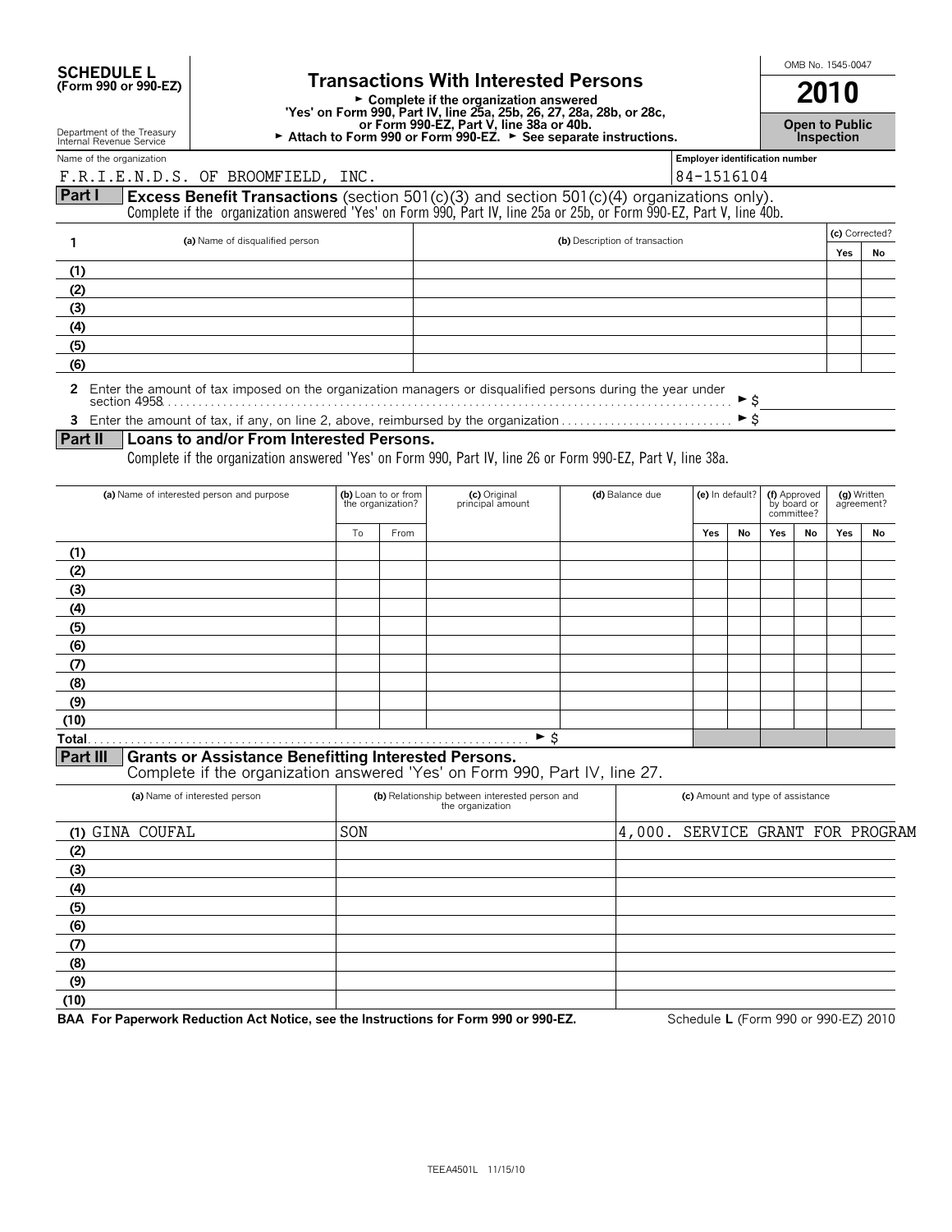# SCHEDULE L (Form 990 or 990-EZ)

Department of the Treasury
Internal Revenue Service

## Transactions With Interested Persons

► Complete if the organization answered 'Yes' on Form 990, Part IV, line 25a, 25b, 26, 27, 28a, 28b, or 28c, or Form 990-EZ, Part V, line 38a or 40b.
► Attach to Form 990 or Form 990-EZ. ► See separate instructions.

OMB No. 1545-0047

**2010**

**Open to Public Inspection**

Name of the organization: F.R.I.E.N.D.S. OF BROOMFIELD, INC.

Employer identification number: 84-1516104

### Part I — Excess Benefit Transactions (section 501(c)(3) and section 501(c)(4) organizations only).

Complete if the organization answered 'Yes' on Form 990, Part IV, line 25a or 25b, or Form 990-EZ, Part V, line 40b.

| 1 | (a) Name of disqualified person | (b) Description of transaction | (c) Corrected? | |
|---|---|---|---|---|
| | | | Yes | No |
| (1) | | | | |
| (2) | | | | |
| (3) | | | | |
| (4) | | | | |
| (5) | | | | |
| (6) | | | | |

**2** Enter the amount of tax imposed on the organization managers or disqualified persons during the year under section 4958 ► $

**3** Enter the amount of tax, if any, on line 2, above, reimbursed by the organization ► $

### Part II — Loans to and/or From Interested Persons.

Complete if the organization answered 'Yes' on Form 990, Part IV, line 26 or Form 990-EZ, Part V, line 38a.

| | (a) Name of interested person and purpose | (b) Loan to or from the organization? | | (c) Original principal amount | (d) Balance due | (e) In default? | | (f) Approved by board or committee? | | (g) Written agreement? | |
|---|---|---|---|---|---|---|---|---|---|---|---|
| | | To | From | | | Yes | No | Yes | No | Yes | No |
| (1) | | | | | | | | | | | |
| (2) | | | | | | | | | | | |
| (3) | | | | | | | | | | | |
| (4) | | | | | | | | | | | |
| (5) | | | | | | | | | | | |
| (6) | | | | | | | | | | | |
| (7) | | | | | | | | | | | |
| (8) | | | | | | | | | | | |
| (9) | | | | | | | | | | | |
| (10) | | | | | | | | | | | |
| Total | | | | ► $ | | | | | | | |

### Part III — Grants or Assistance Benefitting Interested Persons.

Complete if the organization answered 'Yes' on Form 990, Part IV, line 27.

| | (a) Name of interested person | (b) Relationship between interested person and the organization | (c) Amount and type of assistance |
|---|---|---|---|
| (1) | GINA COUFAL | SON | 4,000. SERVICE GRANT FOR PROGRAM |
| (2) | | | |
| (3) | | | |
| (4) | | | |
| (5) | | | |
| (6) | | | |
| (7) | | | |
| (8) | | | |
| (9) | | | |
| (10) | | | |

**BAA For Paperwork Reduction Act Notice, see the Instructions for Form 990 or 990-EZ.**

Schedule **L** (Form 990 or 990-EZ) 2010

TEEA4501L 11/15/10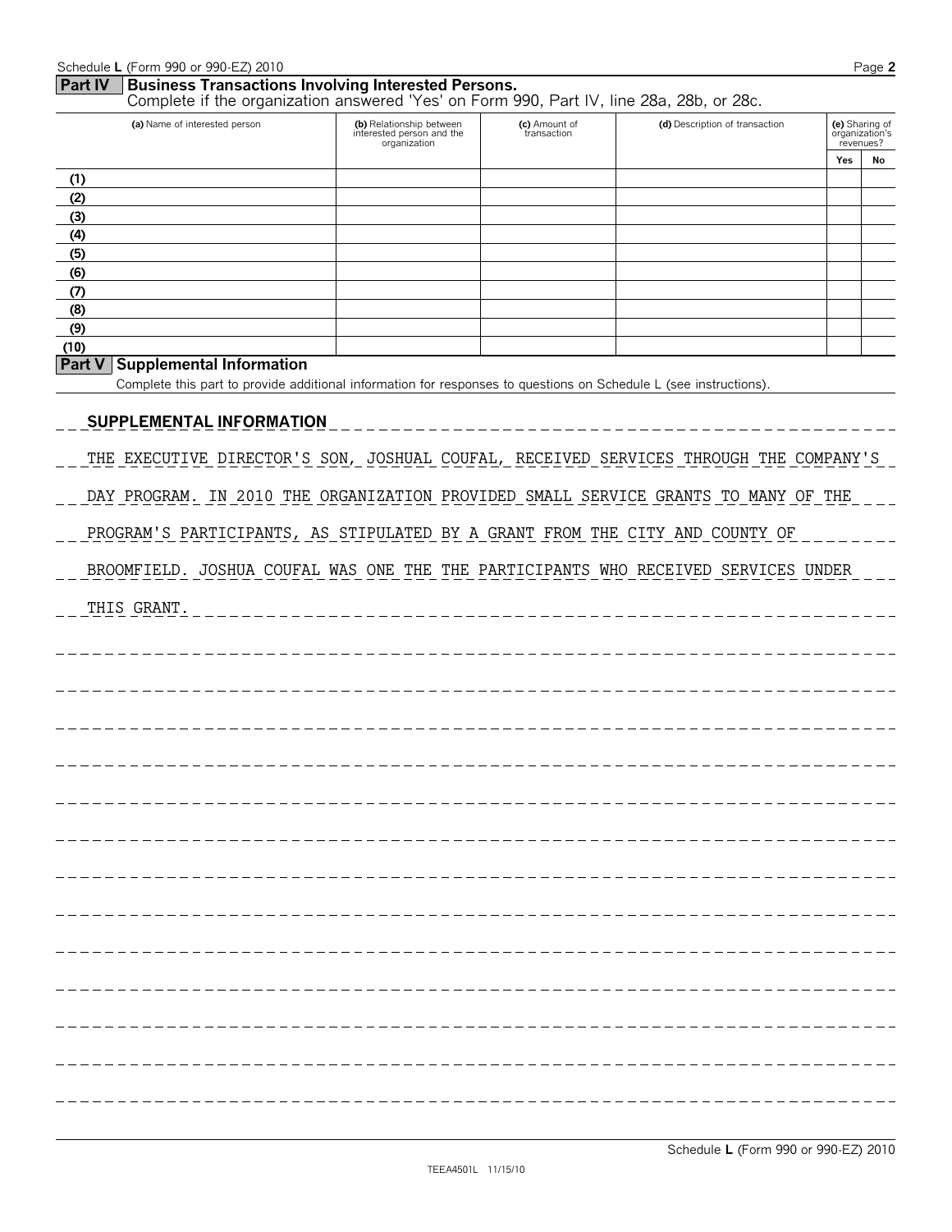## Part IV Business Transactions Involving Interested Persons.

Complete if the organization answered 'Yes' on Form 990, Part IV, line 28a, 28b, or 28c.

| | (a) Name of interested person | (b) Relationship between interested person and the organization | (c) Amount of transaction | (d) Description of transaction | (e) Sharing of organization's revenues? | |
|---|---|---|---|---|---|---|
| | | | | | Yes | No |
| (1) | | | | | | |
| (2) | | | | | | |
| (3) | | | | | | |
| (4) | | | | | | |
| (5) | | | | | | |
| (6) | | | | | | |
| (7) | | | | | | |
| (8) | | | | | | |
| (9) | | | | | | |
| (10) | | | | | | |

## Part V Supplemental Information

Complete this part to provide additional information for responses to questions on Schedule L (see instructions).

**SUPPLEMENTAL INFORMATION**

THE EXECUTIVE DIRECTOR'S SON, JOSHUAL COUFAL, RECEIVED SERVICES THROUGH THE COMPANY'S DAY PROGRAM. IN 2010 THE ORGANIZATION PROVIDED SMALL SERVICE GRANTS TO MANY OF THE PROGRAM'S PARTICIPANTS, AS STIPULATED BY A GRANT FROM THE CITY AND COUNTY OF BROOMFIELD. JOSHUA COUFAL WAS ONE THE THE PARTICIPANTS WHO RECEIVED SERVICES UNDER THIS GRANT.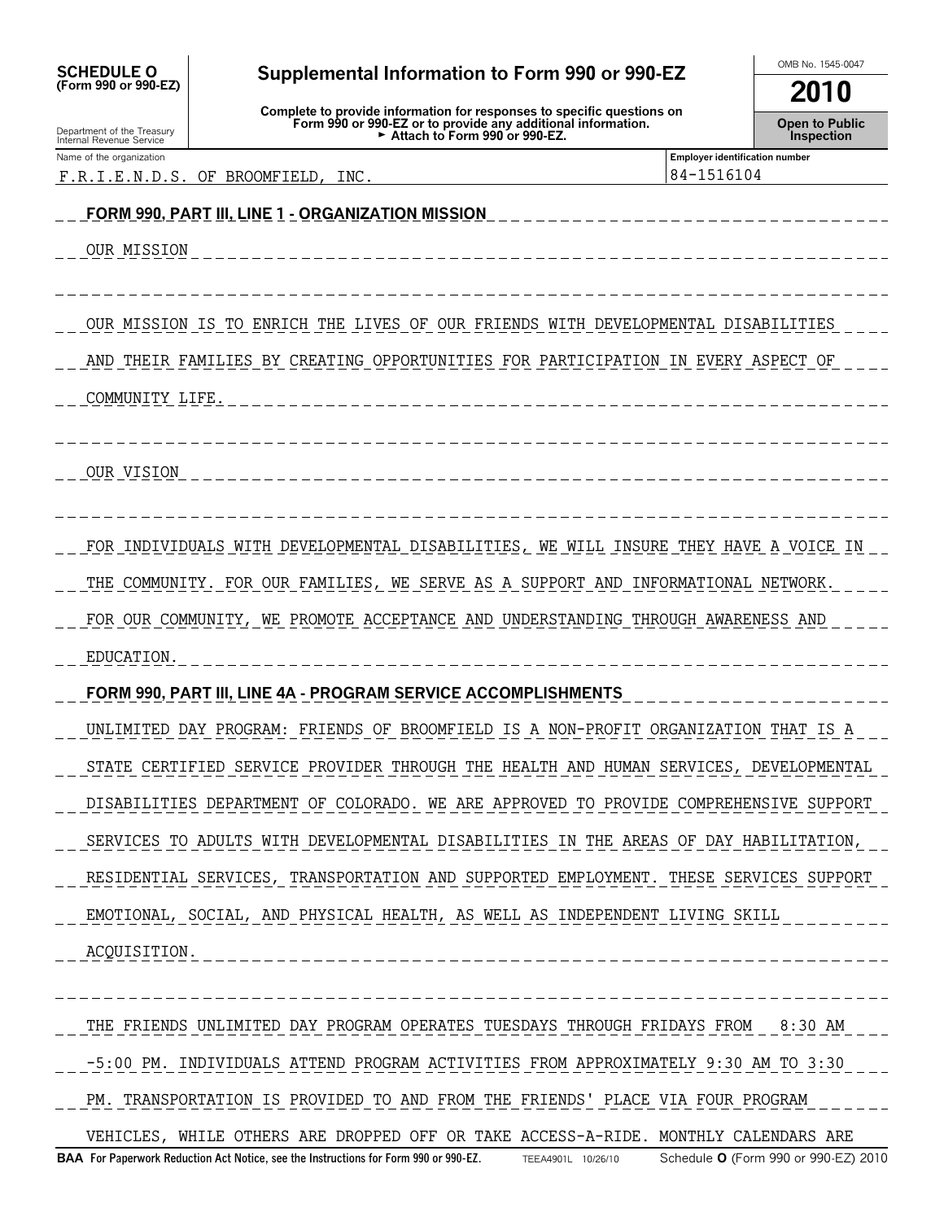**SCHEDULE O (Form 990 or 990-EZ)**

Department of the Treasury
Internal Revenue Service

# Supplemental Information to Form 990 or 990-EZ

**Complete to provide information for responses to specific questions on Form 990 or 990-EZ or to provide any additional information.**
**► Attach to Form 990 or 990-EZ.**

OMB No. 1545-0047

**2010**

**Open to Public Inspection**

| Name of the organization | Employer identification number |
|---|---|
| F.R.I.E.N.D.S. OF BROOMFIELD, INC. | 84-1516104 |

**FORM 990, PART III, LINE 1 - ORGANIZATION MISSION**

OUR MISSION

OUR MISSION IS TO ENRICH THE LIVES OF OUR FRIENDS WITH DEVELOPMENTAL DISABILITIES AND THEIR FAMILIES BY CREATING OPPORTUNITIES FOR PARTICIPATION IN EVERY ASPECT OF COMMUNITY LIFE.

OUR VISION

FOR INDIVIDUALS WITH DEVELOPMENTAL DISABILITIES, WE WILL INSURE THEY HAVE A VOICE IN THE COMMUNITY. FOR OUR FAMILIES, WE SERVE AS A SUPPORT AND INFORMATIONAL NETWORK. FOR OUR COMMUNITY, WE PROMOTE ACCEPTANCE AND UNDERSTANDING THROUGH AWARENESS AND EDUCATION.

**FORM 990, PART III, LINE 4A - PROGRAM SERVICE ACCOMPLISHMENTS**

UNLIMITED DAY PROGRAM: FRIENDS OF BROOMFIELD IS A NON-PROFIT ORGANIZATION THAT IS A STATE CERTIFIED SERVICE PROVIDER THROUGH THE HEALTH AND HUMAN SERVICES, DEVELOPMENTAL DISABILITIES DEPARTMENT OF COLORADO. WE ARE APPROVED TO PROVIDE COMPREHENSIVE SUPPORT SERVICES TO ADULTS WITH DEVELOPMENTAL DISABILITIES IN THE AREAS OF DAY HABILITATION, RESIDENTIAL SERVICES, TRANSPORTATION AND SUPPORTED EMPLOYMENT. THESE SERVICES SUPPORT EMOTIONAL, SOCIAL, AND PHYSICAL HEALTH, AS WELL AS INDEPENDENT LIVING SKILL ACQUISITION.

THE FRIENDS UNLIMITED DAY PROGRAM OPERATES TUESDAYS THROUGH FRIDAYS FROM 8:30 AM -5:00 PM. INDIVIDUALS ATTEND PROGRAM ACTIVITIES FROM APPROXIMATELY 9:30 AM TO 3:30 PM. TRANSPORTATION IS PROVIDED TO AND FROM THE FRIENDS' PLACE VIA FOUR PROGRAM VEHICLES, WHILE OTHERS ARE DROPPED OFF OR TAKE ACCESS-A-RIDE. MONTHLY CALENDARS ARE

**BAA For Paperwork Reduction Act Notice, see the Instructions for Form 990 or 990-EZ.** TEEA4901L 10/26/10 Schedule **O** (Form 990 or 990-EZ) 2010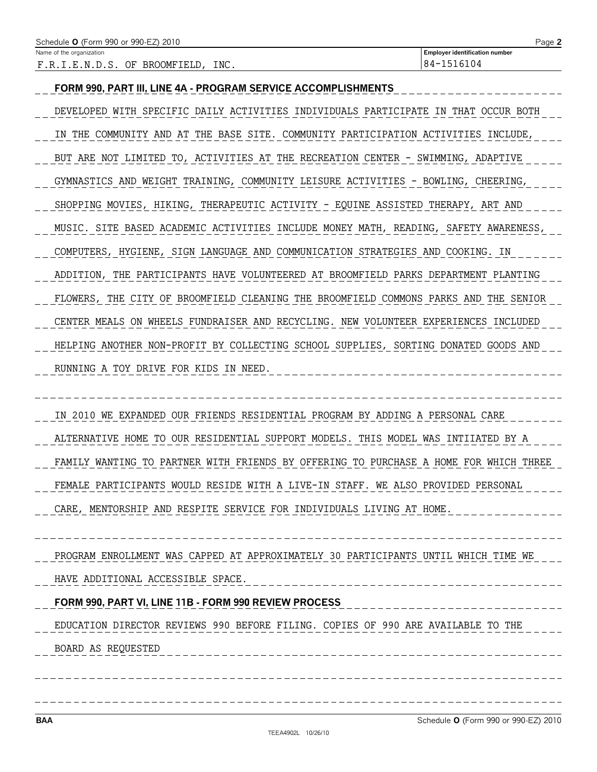Name of the organization: F.R.I.E.N.D.S. OF BROOMFIELD, INC.

Employer identification number: 84-1516104

**FORM 990, PART III, LINE 4A - PROGRAM SERVICE ACCOMPLISHMENTS**

DEVELOPED WITH SPECIFIC DAILY ACTIVITIES INDIVIDUALS PARTICIPATE IN THAT OCCUR BOTH IN THE COMMUNITY AND AT THE BASE SITE. COMMUNITY PARTICIPATION ACTIVITIES INCLUDE, BUT ARE NOT LIMITED TO, ACTIVITIES AT THE RECREATION CENTER - SWIMMING, ADAPTIVE GYMNASTICS AND WEIGHT TRAINING, COMMUNITY LEISURE ACTIVITIES - BOWLING, CHEERING, SHOPPING MOVIES, HIKING, THERAPEUTIC ACTIVITY - EQUINE ASSISTED THERAPY, ART AND MUSIC. SITE BASED ACADEMIC ACTIVITIES INCLUDE MONEY MATH, READING, SAFETY AWARENESS, COMPUTERS, HYGIENE, SIGN LANGUAGE AND COMMUNICATION STRATEGIES AND COOKING. IN ADDITION, THE PARTICIPANTS HAVE VOLUNTEERED AT BROOMFIELD PARKS DEPARTMENT PLANTING FLOWERS, THE CITY OF BROOMFIELD CLEANING THE BROOMFIELD COMMONS PARKS AND THE SENIOR CENTER MEALS ON WHEELS FUNDRAISER AND RECYCLING. NEW VOLUNTEER EXPERIENCES INCLUDED HELPING ANOTHER NON-PROFIT BY COLLECTING SCHOOL SUPPLIES, SORTING DONATED GOODS AND RUNNING A TOY DRIVE FOR KIDS IN NEED.

IN 2010 WE EXPANDED OUR FRIENDS RESIDENTIAL PROGRAM BY ADDING A PERSONAL CARE ALTERNATIVE HOME TO OUR RESIDENTIAL SUPPORT MODELS. THIS MODEL WAS INTIIATED BY A FAMILY WANTING TO PARTNER WITH FRIENDS BY OFFERING TO PURCHASE A HOME FOR WHICH THREE FEMALE PARTICIPANTS WOULD RESIDE WITH A LIVE-IN STAFF. WE ALSO PROVIDED PERSONAL CARE, MENTORSHIP AND RESPITE SERVICE FOR INDIVIDUALS LIVING AT HOME.

PROGRAM ENROLLMENT WAS CAPPED AT APPROXIMATELY 30 PARTICIPANTS UNTIL WHICH TIME WE HAVE ADDITIONAL ACCESSIBLE SPACE.

**FORM 990, PART VI, LINE 11B - FORM 990 REVIEW PROCESS**

EDUCATION DIRECTOR REVIEWS 990 BEFORE FILING. COPIES OF 990 ARE AVAILABLE TO THE BOARD AS REQUESTED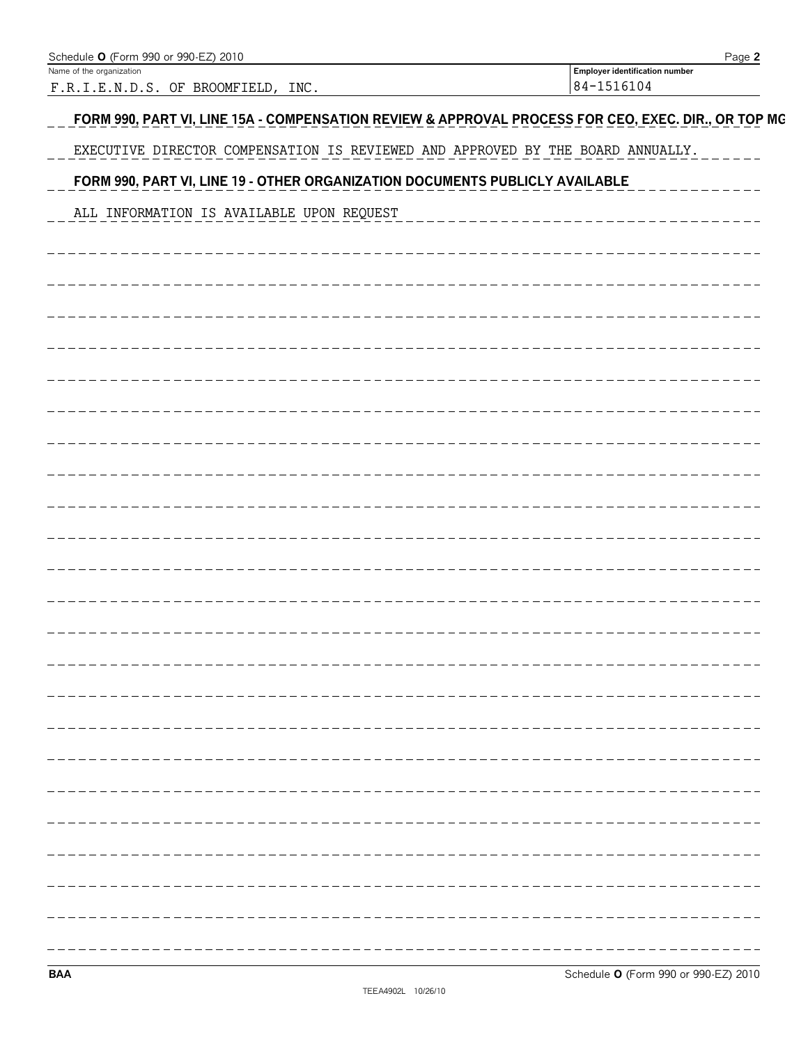Name of the organization: F.R.I.E.N.D.S. OF BROOMFIELD, INC.

Employer identification number: 84-1516104

**FORM 990, PART VI, LINE 15A - COMPENSATION REVIEW & APPROVAL PROCESS FOR CEO, EXEC. DIR., OR TOP MG**

EXECUTIVE DIRECTOR COMPENSATION IS REVIEWED AND APPROVED BY THE BOARD ANNUALLY.

**FORM 990, PART VI, LINE 19 - OTHER ORGANIZATION DOCUMENTS PUBLICLY AVAILABLE**

ALL INFORMATION IS AVAILABLE UPON REQUEST

BAA

TEEA4902L 10/26/10